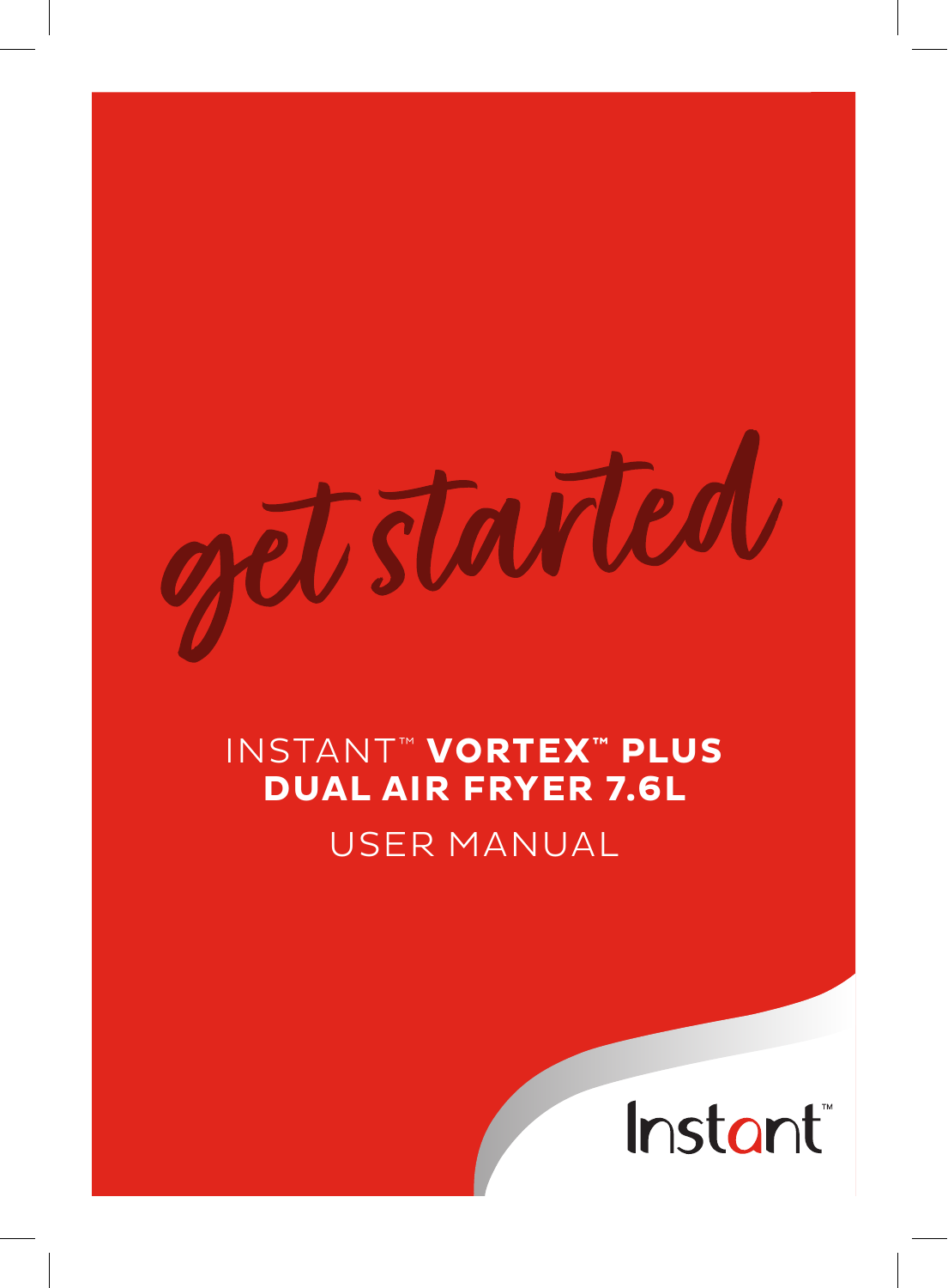get started

# INSTANT™ **VORTEX™ PLUS DUAL AIR FRYER 7.6L**

USER MANUAL

Instant™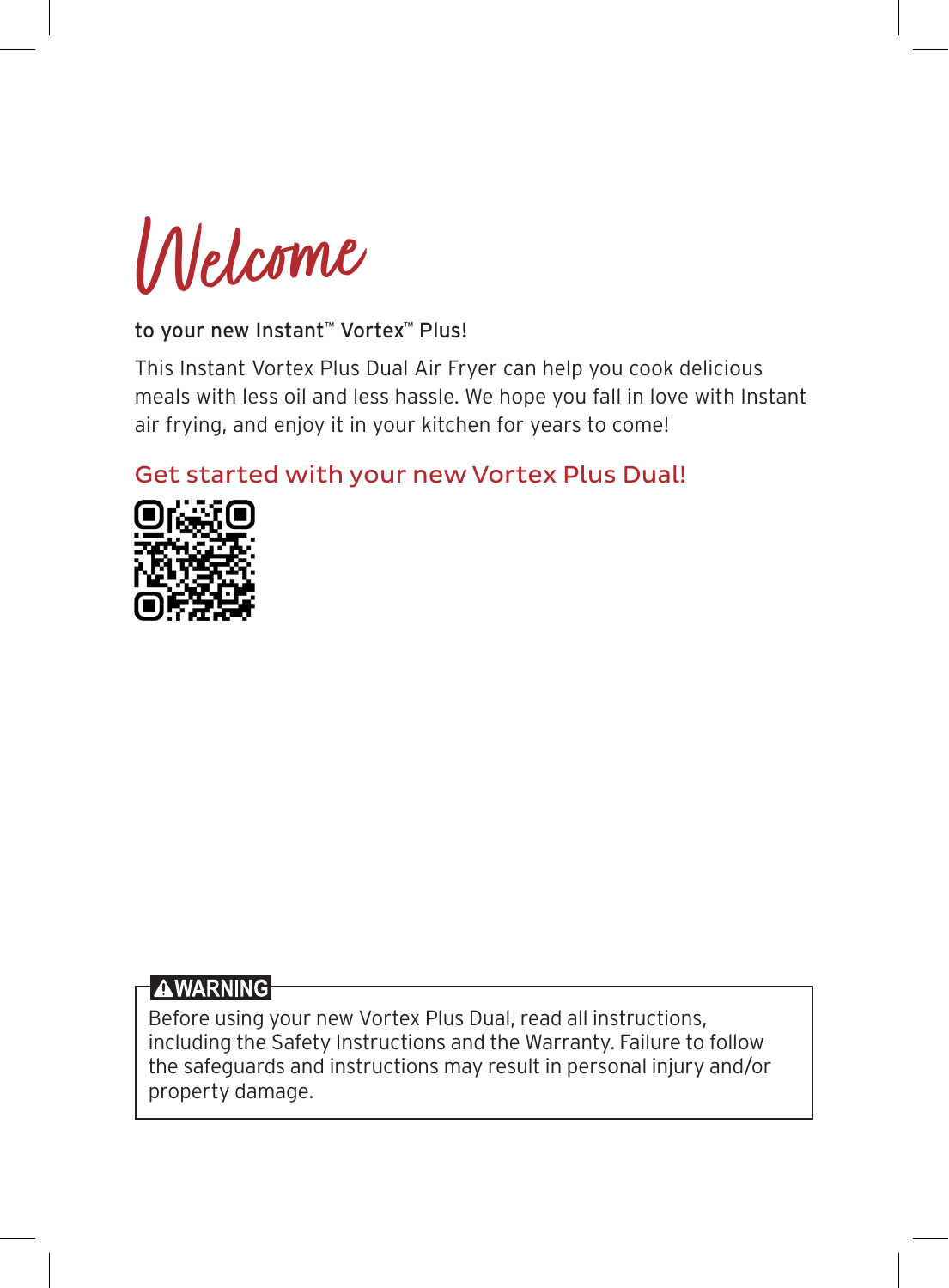# Welcome

to your new Instant™ Vortex™ Plus!

This Instant Vortex Plus Dual Air Fryer can help you cook delicious meals with less oil and less hassle. We hope you fall in love with Instant air frying, and enjoy it in your kitchen for years to come!

## Get started with your new Vortex Plus Dual!

> **⚠WARNING**
>
> Before using your new Vortex Plus Dual, read all instructions, including the Safety Instructions and the Warranty. Failure to follow the safeguards and instructions may result in personal injury and/or property damage.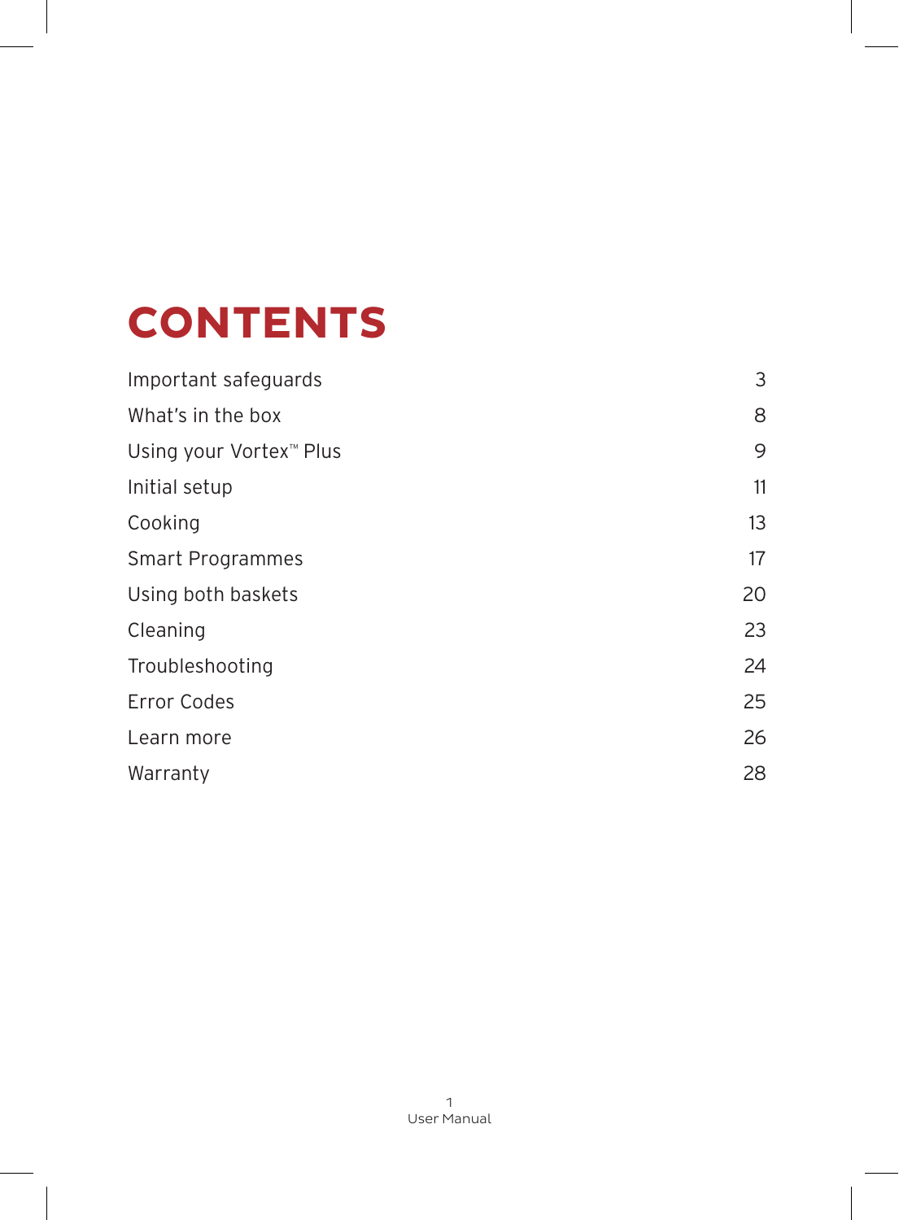# CONTENTS

| | |
|---|---|
| Important safeguards | 3 |
| What's in the box | 8 |
| Using your Vortex™ Plus | 9 |
| Initial setup | 11 |
| Cooking | 13 |
| Smart Programmes | 17 |
| Using both baskets | 20 |
| Cleaning | 23 |
| Troubleshooting | 24 |
| Error Codes | 25 |
| Learn more | 26 |
| Warranty | 28 |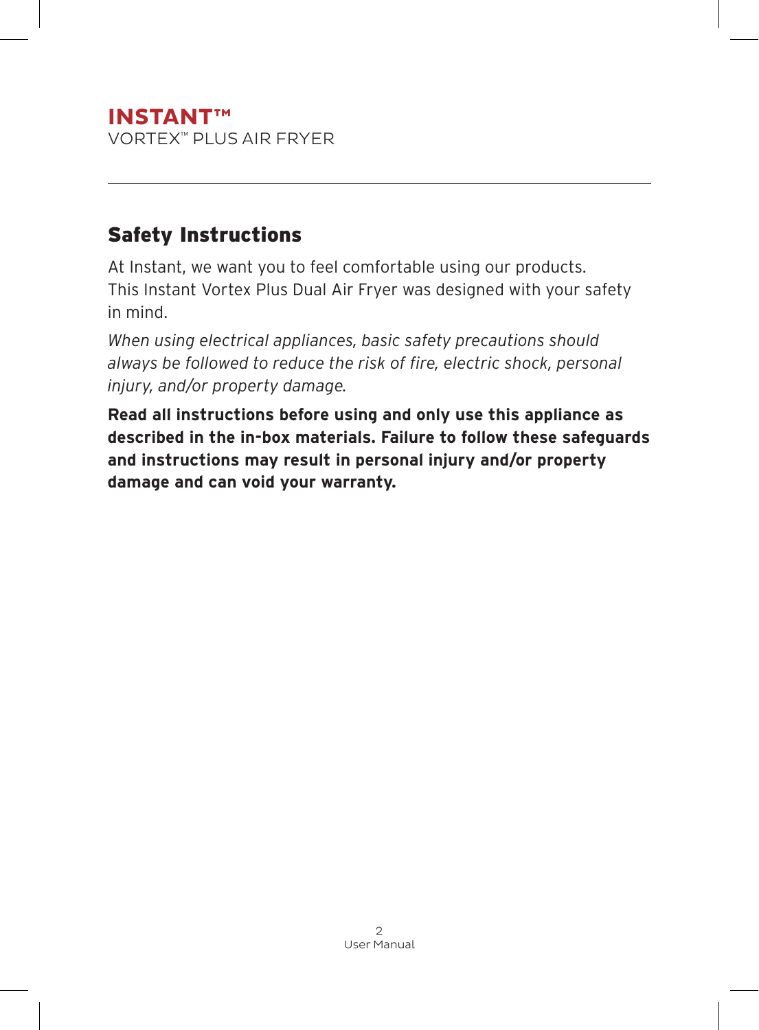**INSTANT™**
VORTEX™ PLUS AIR FRYER

---

## Safety Instructions

At Instant, we want you to feel comfortable using our products. This Instant Vortex Plus Dual Air Fryer was designed with your safety in mind.

*When using electrical appliances, basic safety precautions should always be followed to reduce the risk of fire, electric shock, personal injury, and/or property damage.*

**Read all instructions before using and only use this appliance as described in the in-box materials. Failure to follow these safeguards and instructions may result in personal injury and/or property damage and can void your warranty.**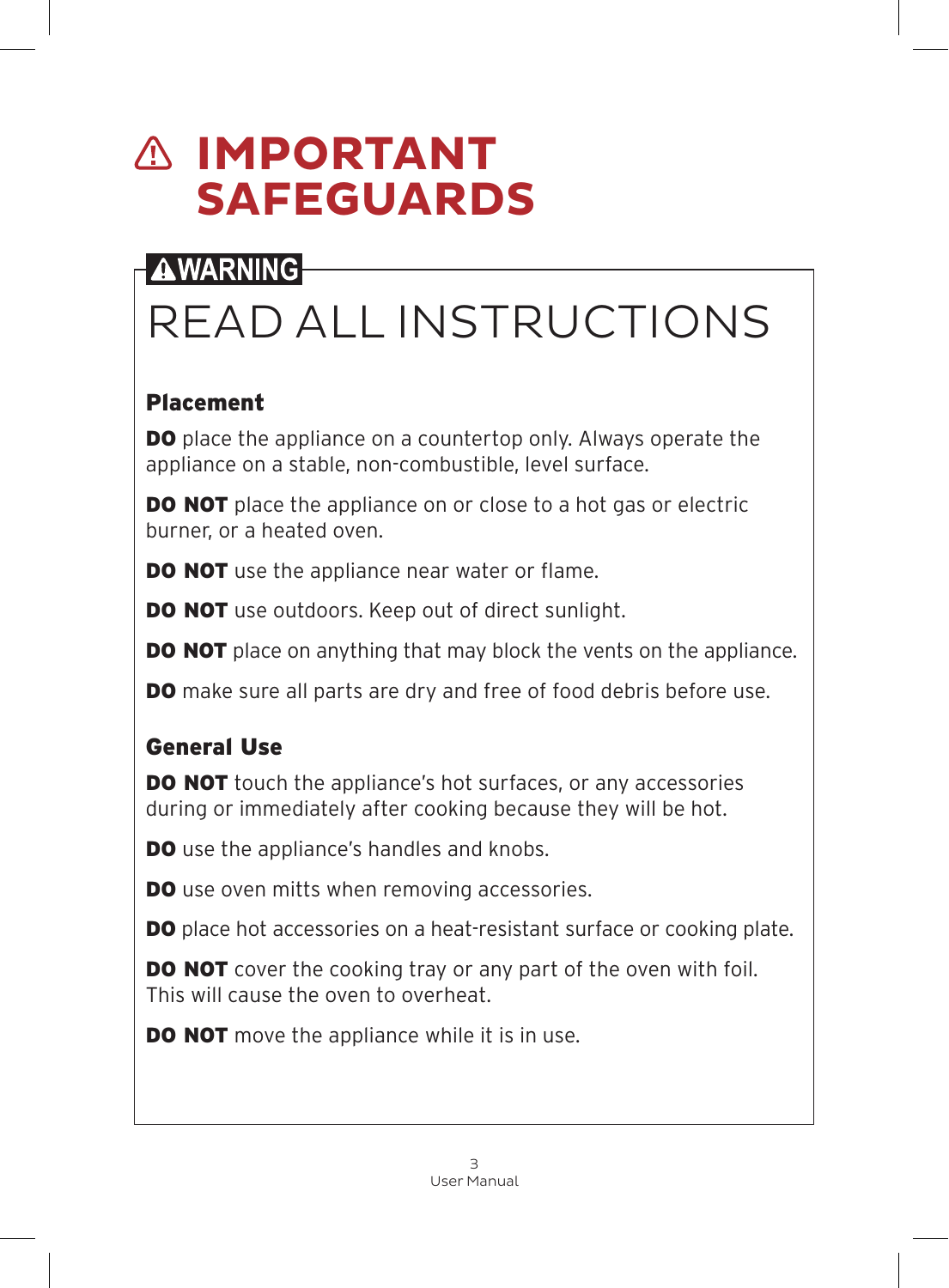# ⚠ IMPORTANT SAFEGUARDS

**⚠ WARNING**

## READ ALL INSTRUCTIONS

### Placement

**DO** place the appliance on a countertop only. Always operate the appliance on a stable, non-combustible, level surface.

**DO NOT** place the appliance on or close to a hot gas or electric burner, or a heated oven.

**DO NOT** use the appliance near water or flame.

**DO NOT** use outdoors. Keep out of direct sunlight.

**DO NOT** place on anything that may block the vents on the appliance.

**DO** make sure all parts are dry and free of food debris before use.

### General Use

**DO NOT** touch the appliance's hot surfaces, or any accessories during or immediately after cooking because they will be hot.

**DO** use the appliance's handles and knobs.

**DO** use oven mitts when removing accessories.

**DO** place hot accessories on a heat-resistant surface or cooking plate.

**DO NOT** cover the cooking tray or any part of the oven with foil. This will cause the oven to overheat.

**DO NOT** move the appliance while it is in use.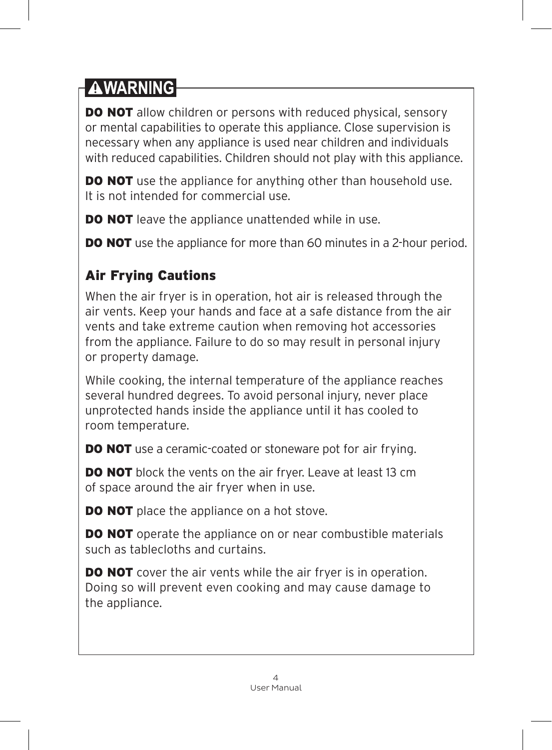## ⚠WARNING

**DO NOT** allow children or persons with reduced physical, sensory or mental capabilities to operate this appliance. Close supervision is necessary when any appliance is used near children and individuals with reduced capabilities. Children should not play with this appliance.

**DO NOT** use the appliance for anything other than household use. It is not intended for commercial use.

**DO NOT** leave the appliance unattended while in use.

**DO NOT** use the appliance for more than 60 minutes in a 2-hour period.

### Air Frying Cautions

When the air fryer is in operation, hot air is released through the air vents. Keep your hands and face at a safe distance from the air vents and take extreme caution when removing hot accessories from the appliance. Failure to do so may result in personal injury or property damage.

While cooking, the internal temperature of the appliance reaches several hundred degrees. To avoid personal injury, never place unprotected hands inside the appliance until it has cooled to room temperature.

**DO NOT** use a ceramic-coated or stoneware pot for air frying.

**DO NOT** block the vents on the air fryer. Leave at least 13 cm of space around the air fryer when in use.

**DO NOT** place the appliance on a hot stove.

**DO NOT** operate the appliance on or near combustible materials such as tablecloths and curtains.

**DO NOT** cover the air vents while the air fryer is in operation. Doing so will prevent even cooking and may cause damage to the appliance.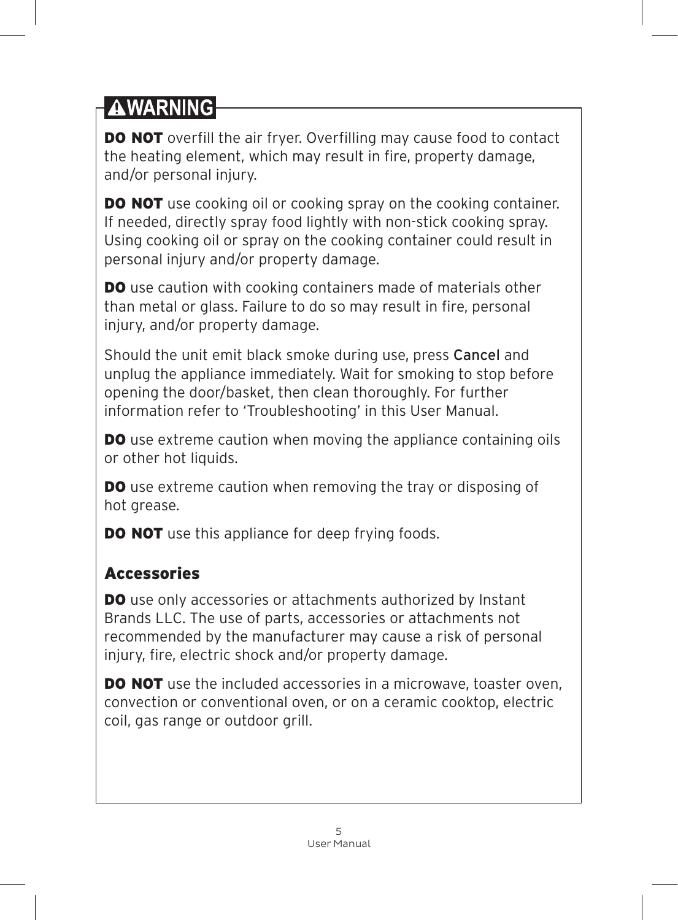## ⚠WARNING

**DO NOT** overfill the air fryer. Overfilling may cause food to contact the heating element, which may result in fire, property damage, and/or personal injury.

**DO NOT** use cooking oil or cooking spray on the cooking container. If needed, directly spray food lightly with non-stick cooking spray. Using cooking oil or spray on the cooking container could result in personal injury and/or property damage.

**DO** use caution with cooking containers made of materials other than metal or glass. Failure to do so may result in fire, personal injury, and/or property damage.

Should the unit emit black smoke during use, press **Cancel** and unplug the appliance immediately. Wait for smoking to stop before opening the door/basket, then clean thoroughly. For further information refer to 'Troubleshooting' in this User Manual.

**DO** use extreme caution when moving the appliance containing oils or other hot liquids.

**DO** use extreme caution when removing the tray or disposing of hot grease.

**DO NOT** use this appliance for deep frying foods.

### Accessories

**DO** use only accessories or attachments authorized by Instant Brands LLC. The use of parts, accessories or attachments not recommended by the manufacturer may cause a risk of personal injury, fire, electric shock and/or property damage.

**DO NOT** use the included accessories in a microwave, toaster oven, convection or conventional oven, or on a ceramic cooktop, electric coil, gas range or outdoor grill.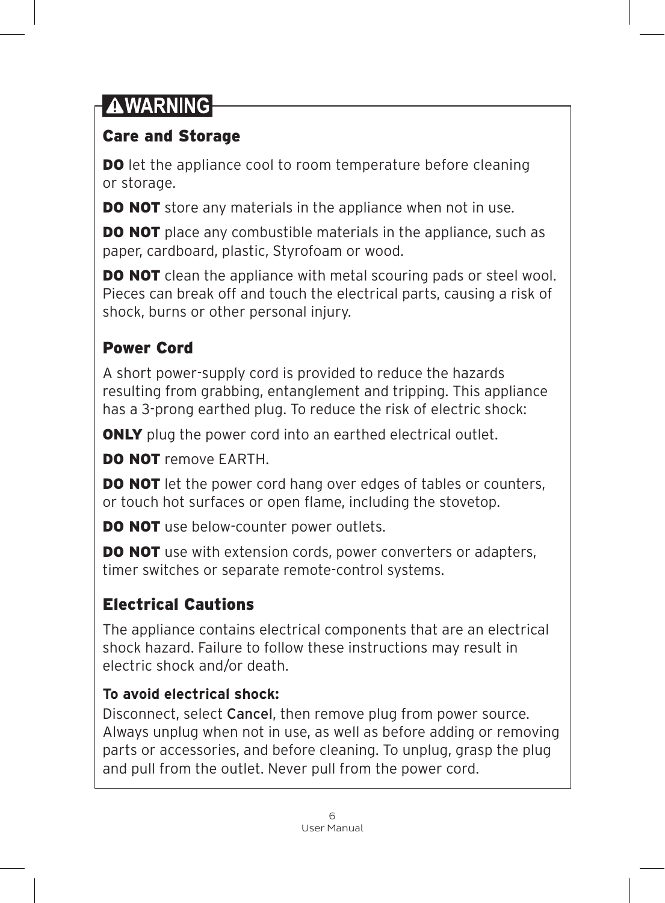## ⚠WARNING

### Care and Storage

**DO** let the appliance cool to room temperature before cleaning or storage.

**DO NOT** store any materials in the appliance when not in use.

**DO NOT** place any combustible materials in the appliance, such as paper, cardboard, plastic, Styrofoam or wood.

**DO NOT** clean the appliance with metal scouring pads or steel wool. Pieces can break off and touch the electrical parts, causing a risk of shock, burns or other personal injury.

### Power Cord

A short power-supply cord is provided to reduce the hazards resulting from grabbing, entanglement and tripping. This appliance has a 3-prong earthed plug. To reduce the risk of electric shock:

**ONLY** plug the power cord into an earthed electrical outlet.

**DO NOT** remove EARTH.

**DO NOT** let the power cord hang over edges of tables or counters, or touch hot surfaces or open flame, including the stovetop.

**DO NOT** use below-counter power outlets.

**DO NOT** use with extension cords, power converters or adapters, timer switches or separate remote-control systems.

### Electrical Cautions

The appliance contains electrical components that are an electrical shock hazard. Failure to follow these instructions may result in electric shock and/or death.

**To avoid electrical shock:**
Disconnect, select Cancel, then remove plug from power source. Always unplug when not in use, as well as before adding or removing parts or accessories, and before cleaning. To unplug, grasp the plug and pull from the outlet. Never pull from the power cord.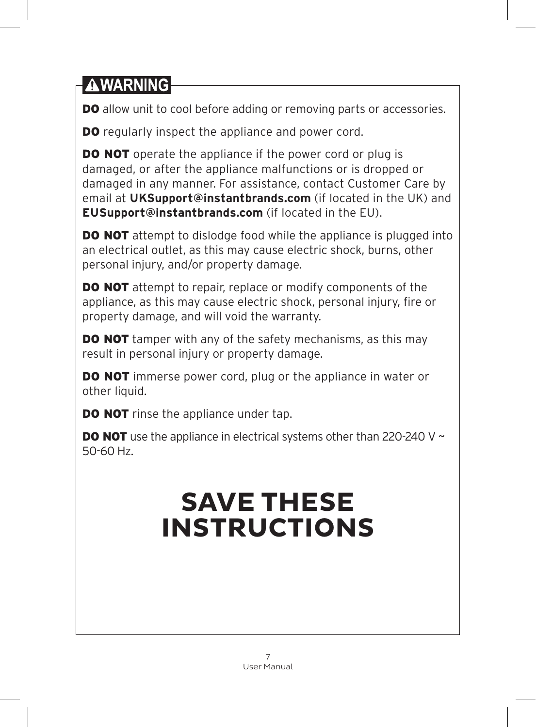## ⚠WARNING

**DO** allow unit to cool before adding or removing parts or accessories.

**DO** regularly inspect the appliance and power cord.

**DO NOT** operate the appliance if the power cord or plug is damaged, or after the appliance malfunctions or is dropped or damaged in any manner. For assistance, contact Customer Care by email at **UKSupport@instantbrands.com** (if located in the UK) and **EUSupport@instantbrands.com** (if located in the EU).

**DO NOT** attempt to dislodge food while the appliance is plugged into an electrical outlet, as this may cause electric shock, burns, other personal injury, and/or property damage.

**DO NOT** attempt to repair, replace or modify components of the appliance, as this may cause electric shock, personal injury, fire or property damage, and will void the warranty.

**DO NOT** tamper with any of the safety mechanisms, as this may result in personal injury or property damage.

**DO NOT** immerse power cord, plug or the appliance in water or other liquid.

**DO NOT** rinse the appliance under tap.

**DO NOT** use the appliance in electrical systems other than 220-240 V ~ 50-60 Hz.

# SAVE THESE INSTRUCTIONS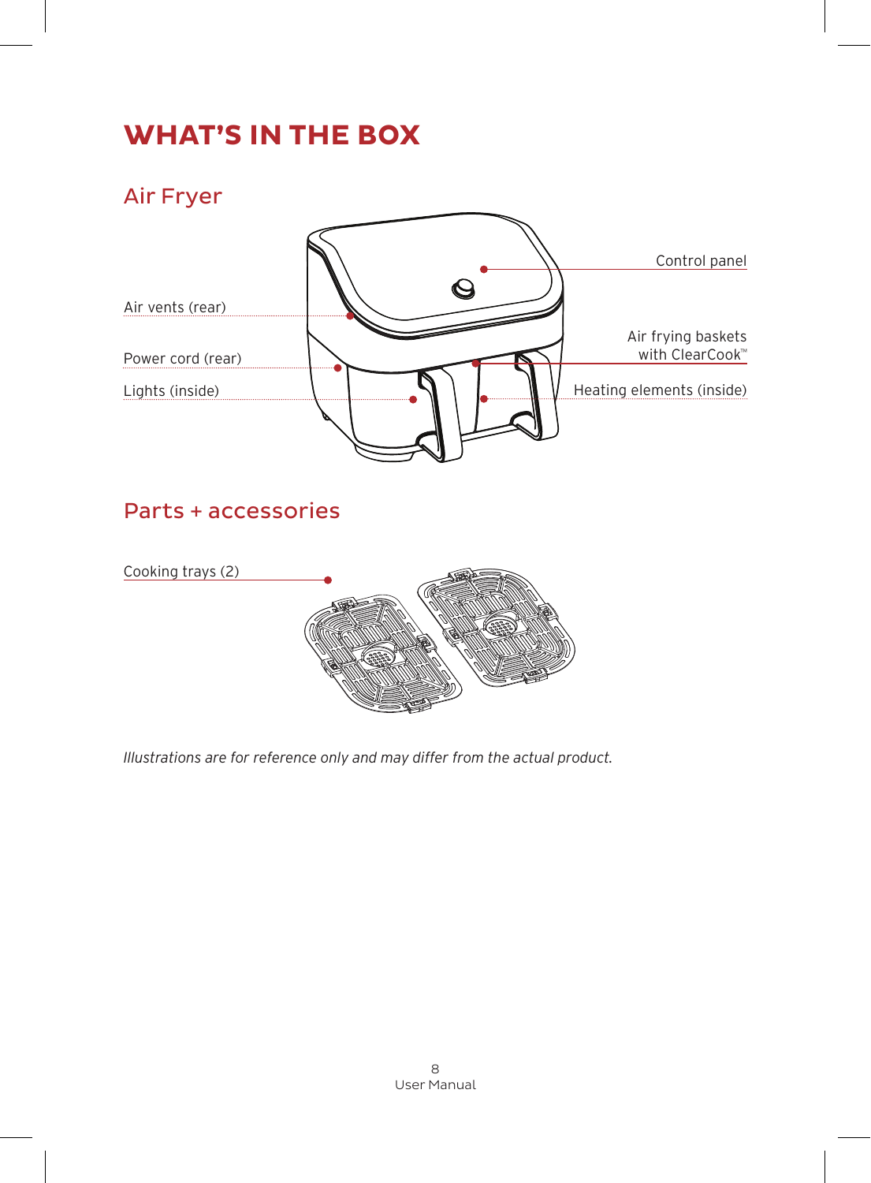# WHAT'S IN THE BOX

## Air Fryer

Control panel

Air vents (rear)

Air frying baskets with ClearCook™

Power cord (rear)

Lights (inside)

Heating elements (inside)

## Parts + accessories

Cooking trays (2)

*Illustrations are for reference only and may differ from the actual product.*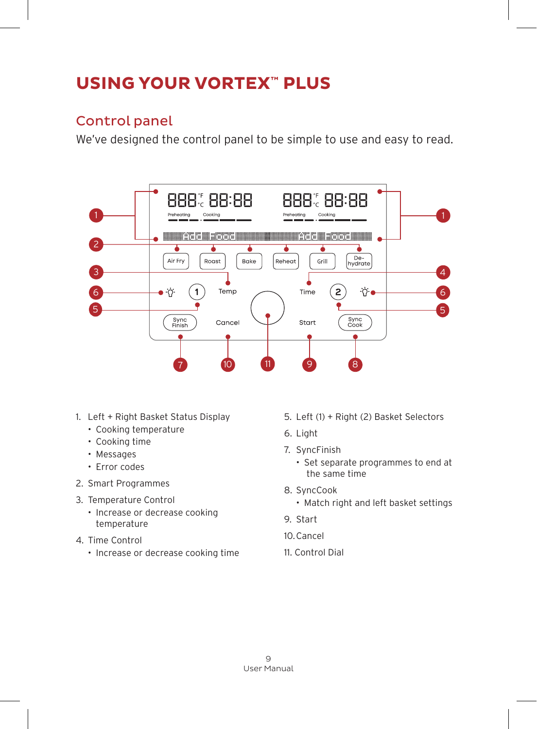# USING YOUR VORTEX™ PLUS

## Control panel

We've designed the control panel to be simple to use and easy to read.

1. Left + Right Basket Status Display
   - Cooking temperature
   - Cooking time
   - Messages
   - Error codes
2. Smart Programmes
3. Temperature Control
   - Increase or decrease cooking temperature
4. Time Control
   - Increase or decrease cooking time
5. Left (1) + Right (2) Basket Selectors
6. Light
7. SyncFinish
   - Set separate programmes to end at the same time
8. SyncCook
   - Match right and left basket settings
9. Start
10. Cancel
11. Control Dial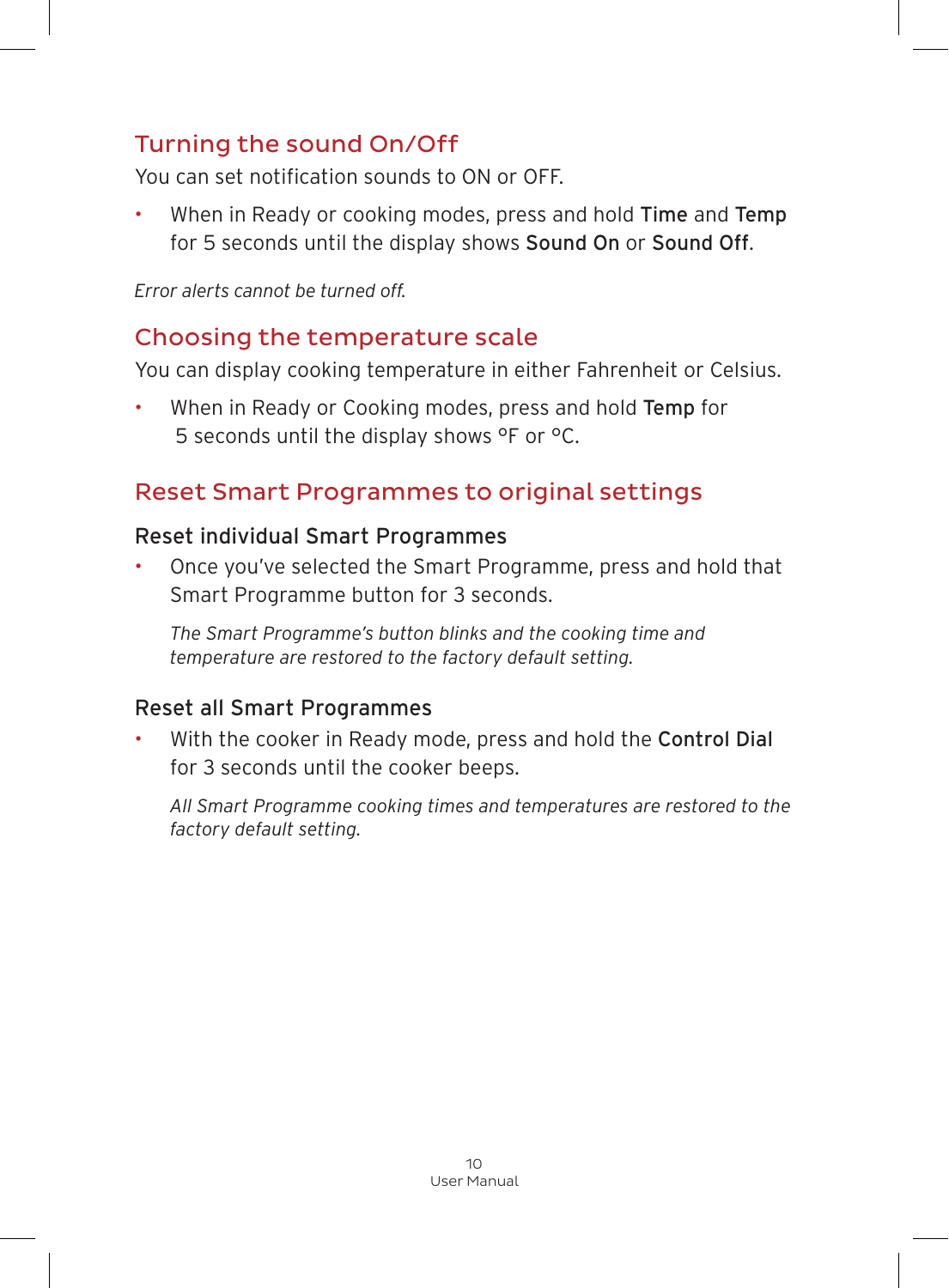## Turning the sound On/Off

You can set notification sounds to ON or OFF.

- When in Ready or cooking modes, press and hold **Time** and **Temp** for 5 seconds until the display shows **Sound On** or **Sound Off**.

*Error alerts cannot be turned off.*

## Choosing the temperature scale

You can display cooking temperature in either Fahrenheit or Celsius.

- When in Ready or Cooking modes, press and hold **Temp** for 5 seconds until the display shows °F or °C.

## Reset Smart Programmes to original settings

### Reset individual Smart Programmes

- Once you've selected the Smart Programme, press and hold that Smart Programme button for 3 seconds.

  *The Smart Programme's button blinks and the cooking time and temperature are restored to the factory default setting.*

### Reset all Smart Programmes

- With the cooker in Ready mode, press and hold the **Control Dial** for 3 seconds until the cooker beeps.

  *All Smart Programme cooking times and temperatures are restored to the factory default setting.*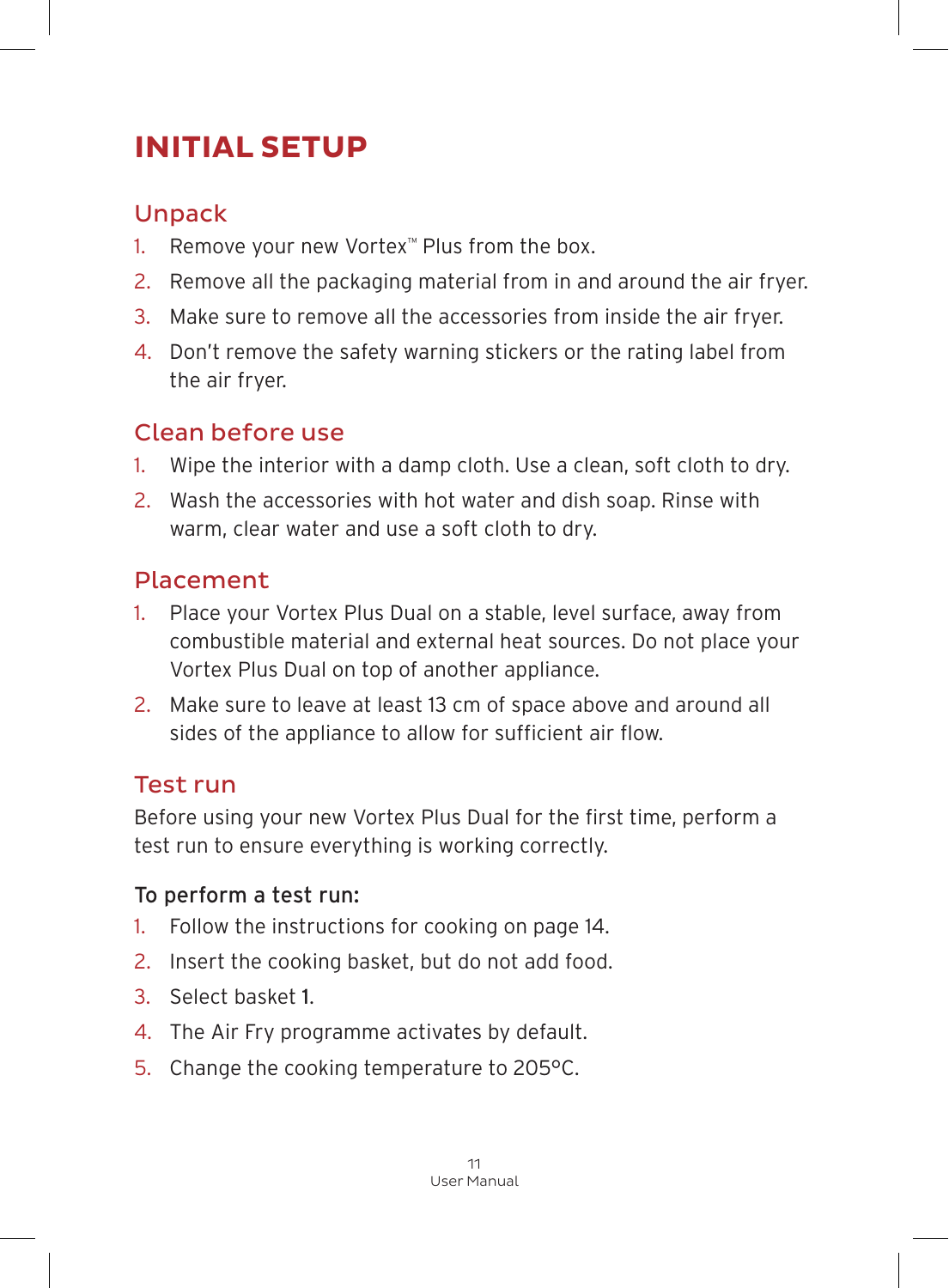# INITIAL SETUP

## Unpack

1. Remove your new Vortex™ Plus from the box.
2. Remove all the packaging material from in and around the air fryer.
3. Make sure to remove all the accessories from inside the air fryer.
4. Don't remove the safety warning stickers or the rating label from the air fryer.

## Clean before use

1. Wipe the interior with a damp cloth. Use a clean, soft cloth to dry.
2. Wash the accessories with hot water and dish soap. Rinse with warm, clear water and use a soft cloth to dry.

## Placement

1. Place your Vortex Plus Dual on a stable, level surface, away from combustible material and external heat sources. Do not place your Vortex Plus Dual on top of another appliance.
2. Make sure to leave at least 13 cm of space above and around all sides of the appliance to allow for sufficient air flow.

## Test run

Before using your new Vortex Plus Dual for the first time, perform a test run to ensure everything is working correctly.

### To perform a test run:

1. Follow the instructions for cooking on page 14.
2. Insert the cooking basket, but do not add food.
3. Select basket **1**.
4. The Air Fry programme activates by default.
5. Change the cooking temperature to 205°C.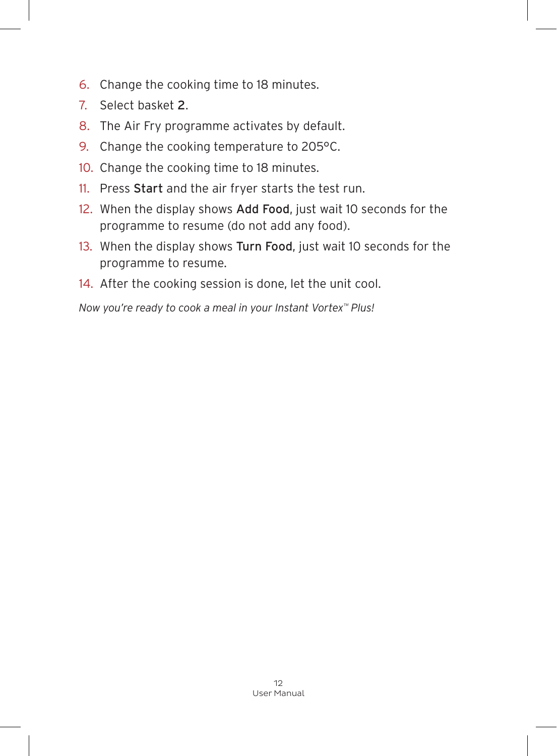6. Change the cooking time to 18 minutes.
7. Select basket **2**.
8. The Air Fry programme activates by default.
9. Change the cooking temperature to 205°C.
10. Change the cooking time to 18 minutes.
11. Press **Start** and the air fryer starts the test run.
12. When the display shows **Add Food**, just wait 10 seconds for the programme to resume (do not add any food).
13. When the display shows **Turn Food**, just wait 10 seconds for the programme to resume.
14. After the cooking session is done, let the unit cool.

*Now you're ready to cook a meal in your Instant Vortex™ Plus!*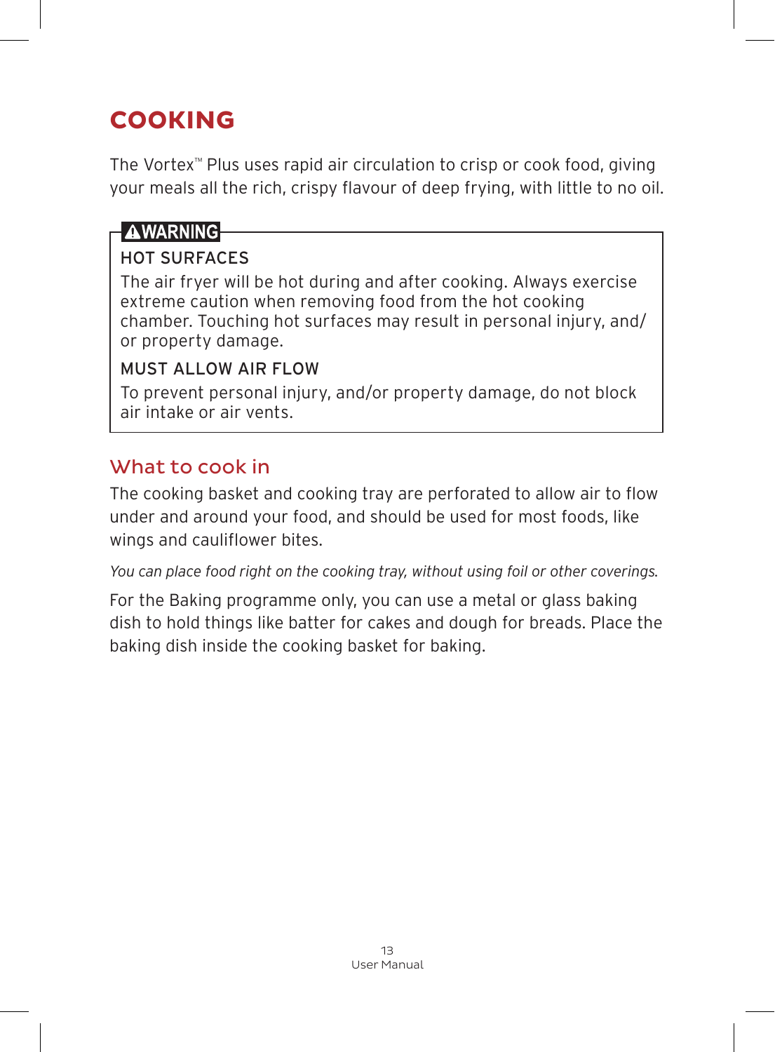# COOKING

The Vortex™ Plus uses rapid air circulation to crisp or cook food, giving your meals all the rich, crispy flavour of deep frying, with little to no oil.

> **⚠WARNING**
>
> **HOT SURFACES**
>
> The air fryer will be hot during and after cooking. Always exercise extreme caution when removing food from the hot cooking chamber. Touching hot surfaces may result in personal injury, and/or property damage.
>
> **MUST ALLOW AIR FLOW**
>
> To prevent personal injury, and/or property damage, do not block air intake or air vents.

## What to cook in

The cooking basket and cooking tray are perforated to allow air to flow under and around your food, and should be used for most foods, like wings and cauliflower bites.

*You can place food right on the cooking tray, without using foil or other coverings.*

For the Baking programme only, you can use a metal or glass baking dish to hold things like batter for cakes and dough for breads. Place the baking dish inside the cooking basket for baking.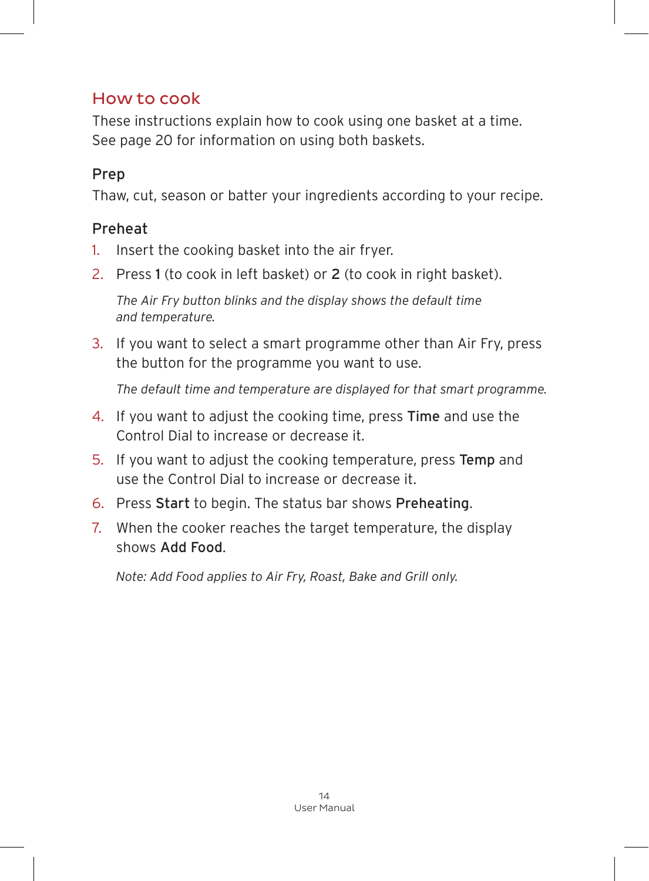## How to cook

These instructions explain how to cook using one basket at a time. See page 20 for information on using both baskets.

### Prep

Thaw, cut, season or batter your ingredients according to your recipe.

### Preheat

1. Insert the cooking basket into the air fryer.
2. Press **1** (to cook in left basket) or **2** (to cook in right basket).

   *The Air Fry button blinks and the display shows the default time and temperature.*

3. If you want to select a smart programme other than Air Fry, press the button for the programme you want to use.

   *The default time and temperature are displayed for that smart programme.*

4. If you want to adjust the cooking time, press **Time** and use the Control Dial to increase or decrease it.
5. If you want to adjust the cooking temperature, press **Temp** and use the Control Dial to increase or decrease it.
6. Press **Start** to begin. The status bar shows **Preheating**.
7. When the cooker reaches the target temperature, the display shows **Add Food**.

   *Note: Add Food applies to Air Fry, Roast, Bake and Grill only.*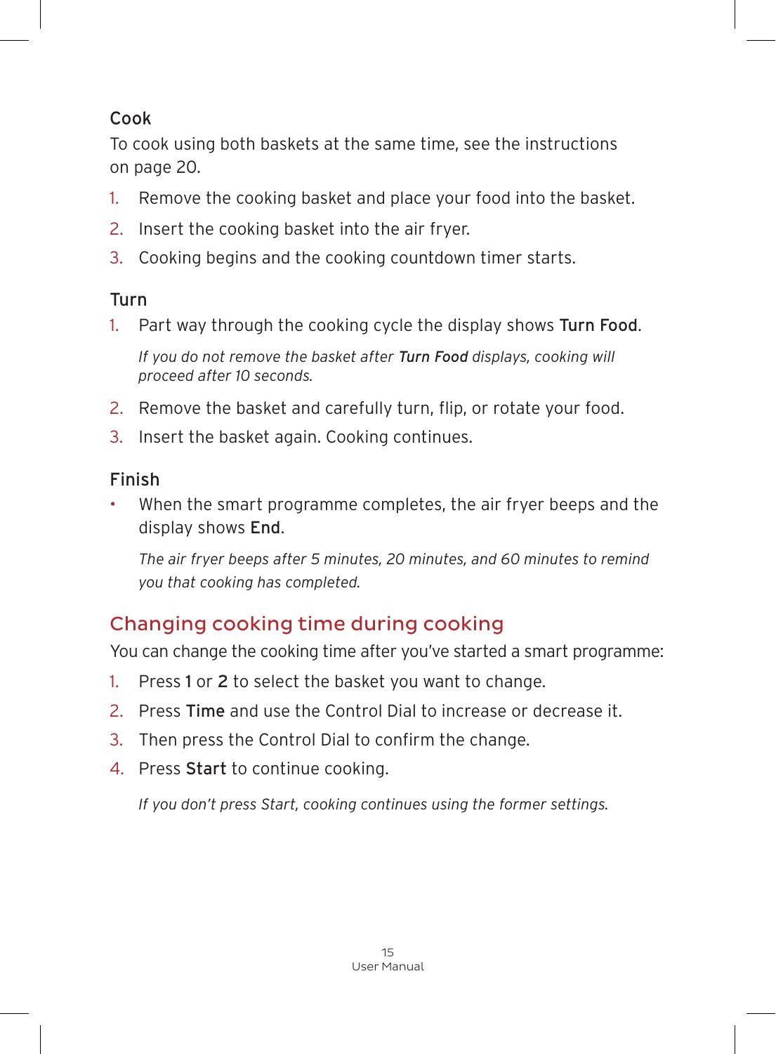### Cook

To cook using both baskets at the same time, see the instructions on page 20.

1. Remove the cooking basket and place your food into the basket.
2. Insert the cooking basket into the air fryer.
3. Cooking begins and the cooking countdown timer starts.

### Turn

1. Part way through the cooking cycle the display shows **Turn Food**.

   *If you do not remove the basket after **Turn Food** displays, cooking will proceed after 10 seconds.*

2. Remove the basket and carefully turn, flip, or rotate your food.
3. Insert the basket again. Cooking continues.

### Finish

- When the smart programme completes, the air fryer beeps and the display shows **End**.

  *The air fryer beeps after 5 minutes, 20 minutes, and 60 minutes to remind you that cooking has completed.*

## Changing cooking time during cooking

You can change the cooking time after you've started a smart programme:

1. Press **1** or **2** to select the basket you want to change.
2. Press **Time** and use the Control Dial to increase or decrease it.
3. Then press the Control Dial to confirm the change.
4. Press **Start** to continue cooking.

   *If you don't press Start, cooking continues using the former settings.*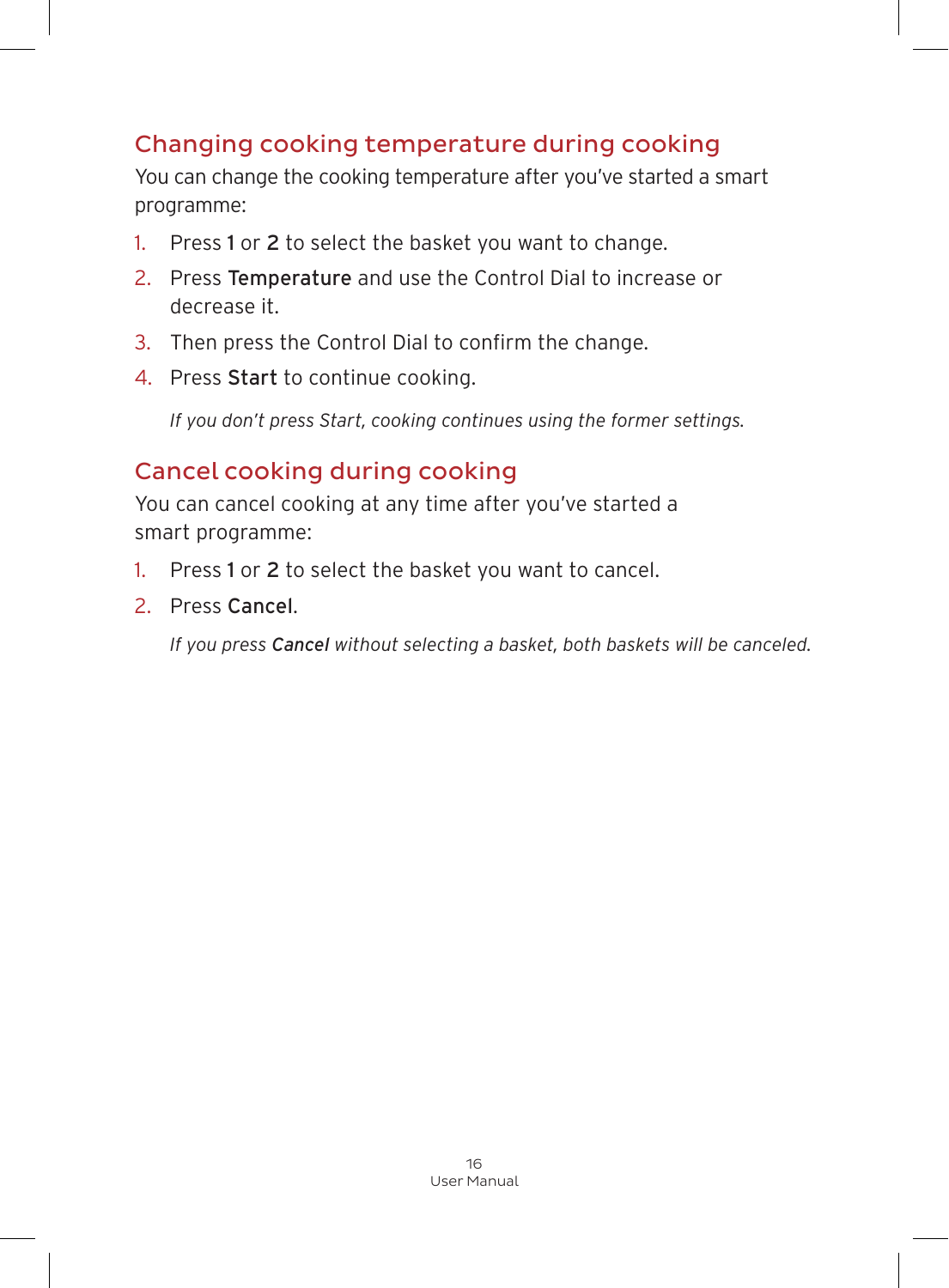## Changing cooking temperature during cooking

You can change the cooking temperature after you've started a smart programme:

1. Press **1** or **2** to select the basket you want to change.
2. Press **Temperature** and use the Control Dial to increase or decrease it.
3. Then press the Control Dial to confirm the change.
4. Press **Start** to continue cooking.

   *If you don't press Start, cooking continues using the former settings.*

## Cancel cooking during cooking

You can cancel cooking at any time after you've started a smart programme:

1. Press **1** or **2** to select the basket you want to cancel.
2. Press **Cancel**.

   *If you press **Cancel** without selecting a basket, both baskets will be canceled.*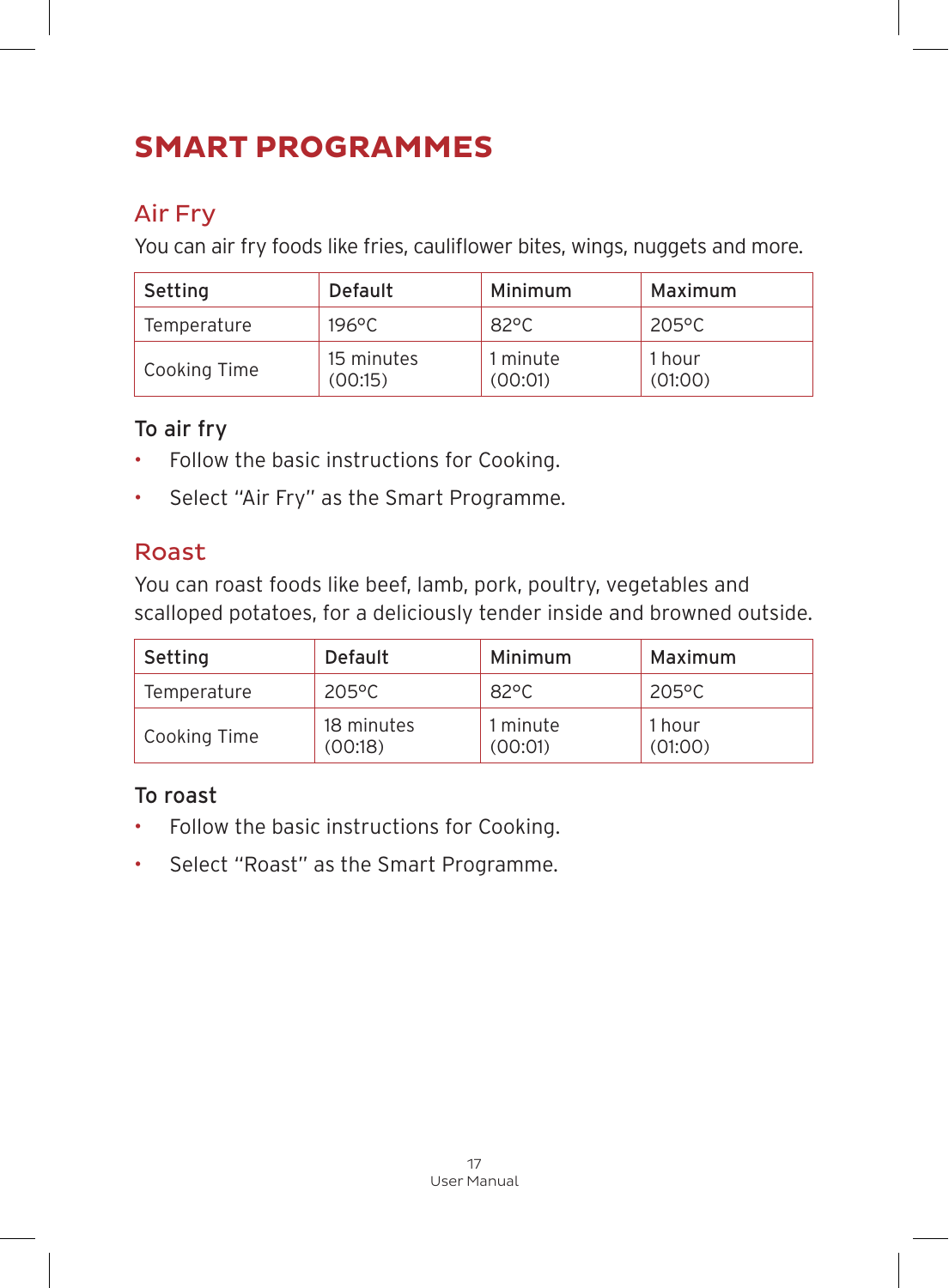# SMART PROGRAMMES

## Air Fry

You can air fry foods like fries, cauliflower bites, wings, nuggets and more.

| Setting | Default | Minimum | Maximum |
|---|---|---|---|
| Temperature | 196°C | 82°C | 205°C |
| Cooking Time | 15 minutes (00:15) | 1 minute (00:01) | 1 hour (01:00) |

### To air fry

- Follow the basic instructions for Cooking.
- Select "Air Fry" as the Smart Programme.

## Roast

You can roast foods like beef, lamb, pork, poultry, vegetables and scalloped potatoes, for a deliciously tender inside and browned outside.

| Setting | Default | Minimum | Maximum |
|---|---|---|---|
| Temperature | 205°C | 82°C | 205°C |
| Cooking Time | 18 minutes (00:18) | 1 minute (00:01) | 1 hour (01:00) |

### To roast

- Follow the basic instructions for Cooking.
- Select "Roast" as the Smart Programme.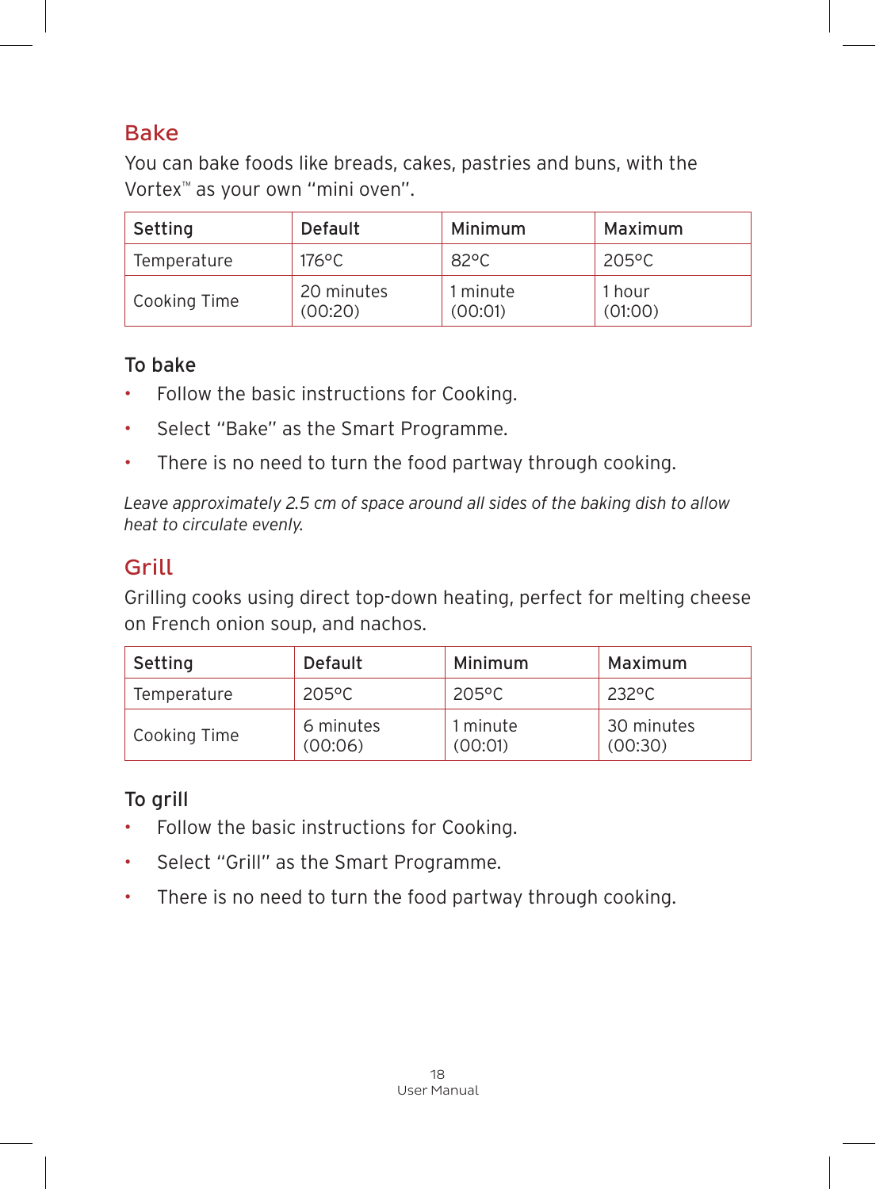## Bake

You can bake foods like breads, cakes, pastries and buns, with the Vortex™ as your own "mini oven".

| Setting | Default | Minimum | Maximum |
|---|---|---|---|
| Temperature | 176°C | 82°C | 205°C |
| Cooking Time | 20 minutes (00:20) | 1 minute (00:01) | 1 hour (01:00) |

### To bake

- Follow the basic instructions for Cooking.
- Select "Bake" as the Smart Programme.
- There is no need to turn the food partway through cooking.

*Leave approximately 2.5 cm of space around all sides of the baking dish to allow heat to circulate evenly.*

## Grill

Grilling cooks using direct top-down heating, perfect for melting cheese on French onion soup, and nachos.

| Setting | Default | Minimum | Maximum |
|---|---|---|---|
| Temperature | 205°C | 205°C | 232°C |
| Cooking Time | 6 minutes (00:06) | 1 minute (00:01) | 30 minutes (00:30) |

### To grill

- Follow the basic instructions for Cooking.
- Select "Grill" as the Smart Programme.
- There is no need to turn the food partway through cooking.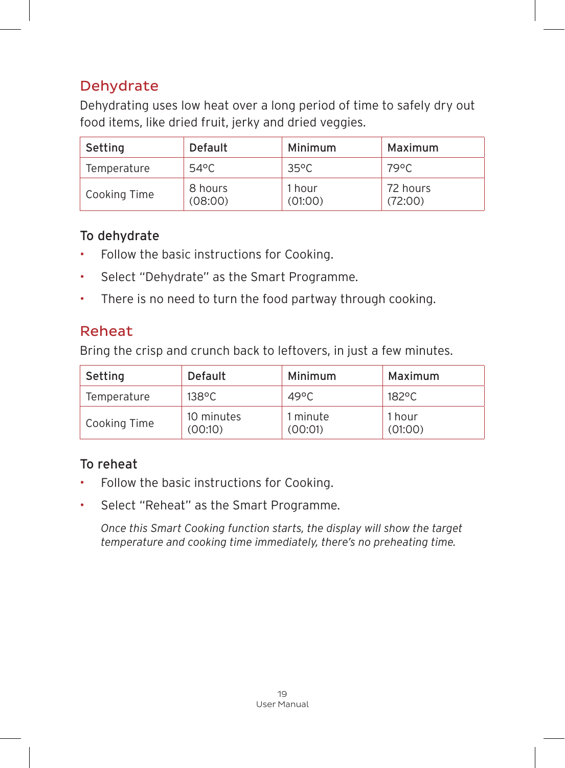## Dehydrate

Dehydrating uses low heat over a long period of time to safely dry out food items, like dried fruit, jerky and dried veggies.

| Setting | Default | Minimum | Maximum |
|---|---|---|---|
| Temperature | 54°C | 35°C | 79°C |
| Cooking Time | 8 hours (08:00) | 1 hour (01:00) | 72 hours (72:00) |

### To dehydrate

- Follow the basic instructions for Cooking.
- Select "Dehydrate" as the Smart Programme.
- There is no need to turn the food partway through cooking.

## Reheat

Bring the crisp and crunch back to leftovers, in just a few minutes.

| Setting | Default | Minimum | Maximum |
|---|---|---|---|
| Temperature | 138°C | 49°C | 182°C |
| Cooking Time | 10 minutes (00:10) | 1 minute (00:01) | 1 hour (01:00) |

### To reheat

- Follow the basic instructions for Cooking.
- Select "Reheat" as the Smart Programme.

  *Once this Smart Cooking function starts, the display will show the target temperature and cooking time immediately, there's no preheating time.*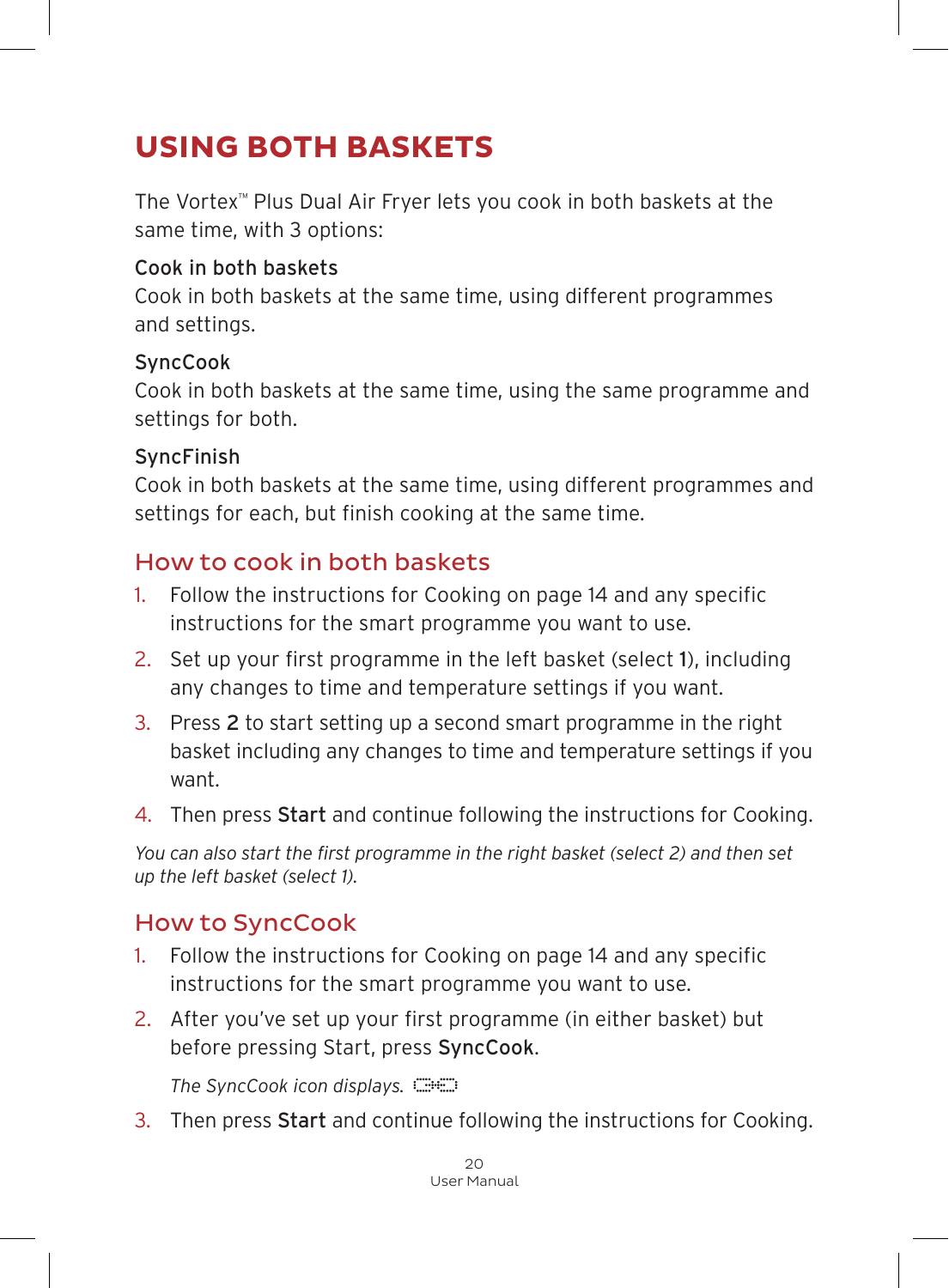# USING BOTH BASKETS

The Vortex™ Plus Dual Air Fryer lets you cook in both baskets at the same time, with 3 options:

**Cook in both baskets**
Cook in both baskets at the same time, using different programmes and settings.

**SyncCook**
Cook in both baskets at the same time, using the same programme and settings for both.

**SyncFinish**
Cook in both baskets at the same time, using different programmes and settings for each, but finish cooking at the same time.

## How to cook in both baskets

1. Follow the instructions for Cooking on page 14 and any specific instructions for the smart programme you want to use.
2. Set up your first programme in the left basket (select **1**), including any changes to time and temperature settings if you want.
3. Press **2** to start setting up a second smart programme in the right basket including any changes to time and temperature settings if you want.
4. Then press **Start** and continue following the instructions for Cooking.

*You can also start the first programme in the right basket (select 2) and then set up the left basket (select 1).*

## How to SyncCook

1. Follow the instructions for Cooking on page 14 and any specific instructions for the smart programme you want to use.
2. After you've set up your first programme (in either basket) but before pressing Start, press **SyncCook**.

   *The SyncCook icon displays.*

3. Then press **Start** and continue following the instructions for Cooking.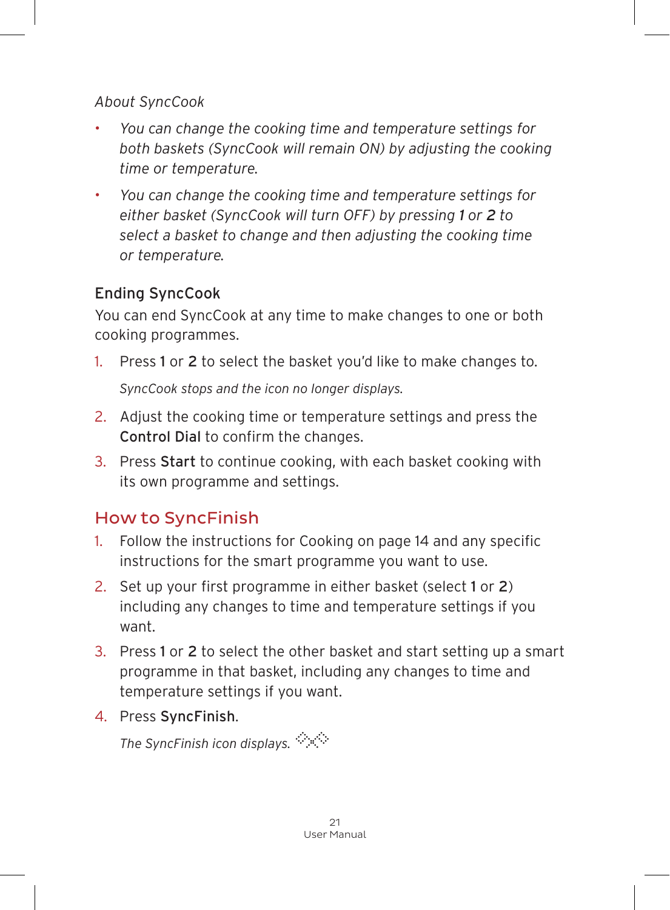*About SyncCook*

- *You can change the cooking time and temperature settings for both baskets (SyncCook will remain ON) by adjusting the cooking time or temperature.*
- *You can change the cooking time and temperature settings for either basket (SyncCook will turn OFF) by pressing **1** or **2** to select a basket to change and then adjusting the cooking time or temperature.*

### Ending SyncCook

You can end SyncCook at any time to make changes to one or both cooking programmes.

1. Press **1** or **2** to select the basket you'd like to make changes to.

   *SyncCook stops and the icon no longer displays.*

2. Adjust the cooking time or temperature settings and press the **Control Dial** to confirm the changes.
3. Press **Start** to continue cooking, with each basket cooking with its own programme and settings.

## How to SyncFinish

1. Follow the instructions for Cooking on page 14 and any specific instructions for the smart programme you want to use.
2. Set up your first programme in either basket (select **1** or **2**) including any changes to time and temperature settings if you want.
3. Press **1** or **2** to select the other basket and start setting up a smart programme in that basket, including any changes to time and temperature settings if you want.
4. Press **SyncFinish**.

   *The SyncFinish icon displays.*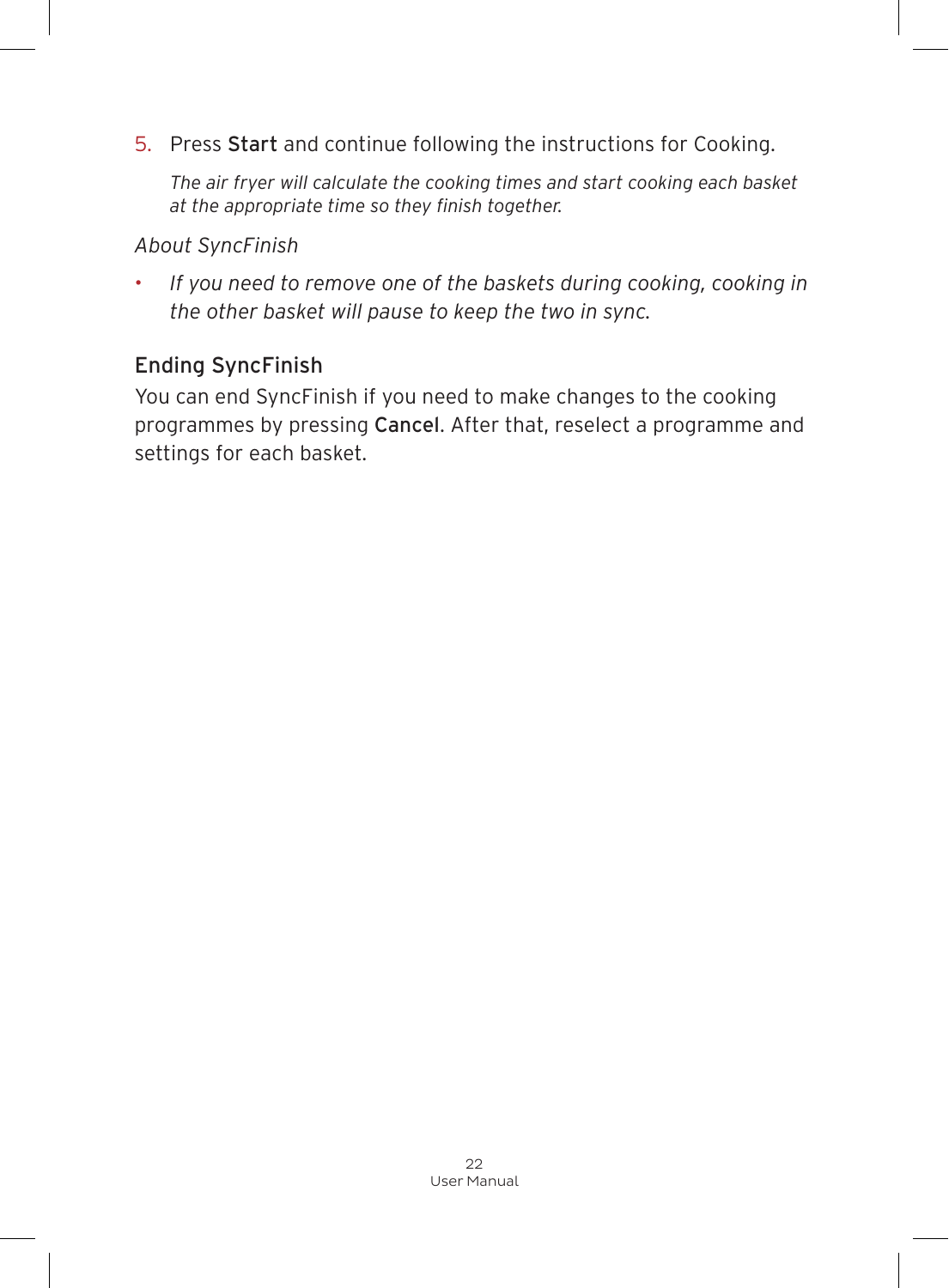5. Press **Start** and continue following the instructions for Cooking.

   *The air fryer will calculate the cooking times and start cooking each basket at the appropriate time so they finish together.*

*About SyncFinish*

- *If you need to remove one of the baskets during cooking, cooking in the other basket will pause to keep the two in sync.*

### Ending SyncFinish

You can end SyncFinish if you need to make changes to the cooking programmes by pressing **Cancel**. After that, reselect a programme and settings for each basket.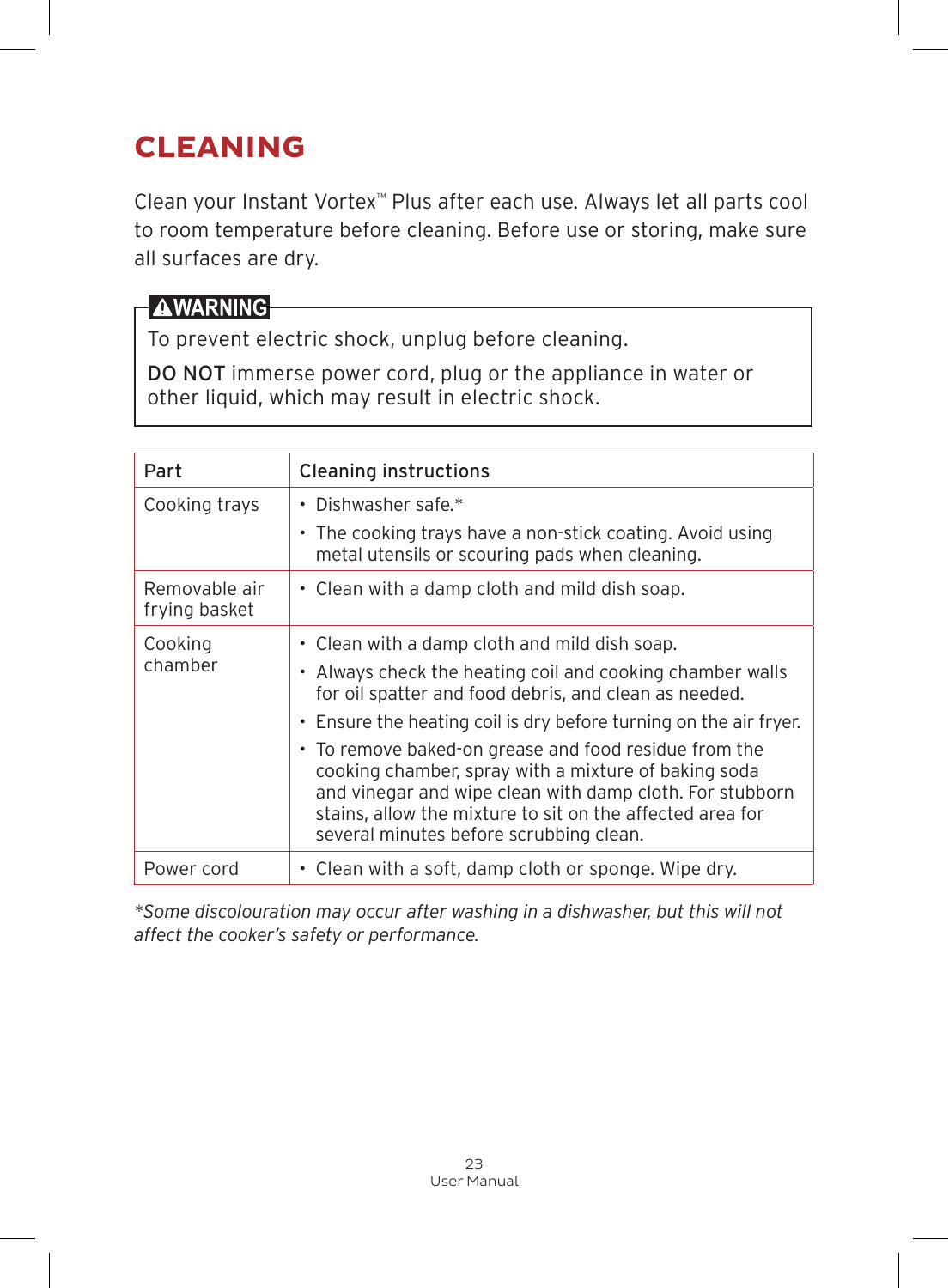# CLEANING

Clean your Instant Vortex™ Plus after each use. Always let all parts cool to room temperature before cleaning. Before use or storing, make sure all surfaces are dry.

**⚠WARNING**

To prevent electric shock, unplug before cleaning.

**DO NOT** immerse power cord, plug or the appliance in water or other liquid, which may result in electric shock.

| Part | Cleaning instructions |
|---|---|
| Cooking trays | • Dishwasher safe.*<br>• The cooking trays have a non-stick coating. Avoid using metal utensils or scouring pads when cleaning. |
| Removable air frying basket | • Clean with a damp cloth and mild dish soap. |
| Cooking chamber | • Clean with a damp cloth and mild dish soap.<br>• Always check the heating coil and cooking chamber walls for oil spatter and food debris, and clean as needed.<br>• Ensure the heating coil is dry before turning on the air fryer.<br>• To remove baked-on grease and food residue from the cooking chamber, spray with a mixture of baking soda and vinegar and wipe clean with damp cloth. For stubborn stains, allow the mixture to sit on the affected area for several minutes before scrubbing clean. |
| Power cord | • Clean with a soft, damp cloth or sponge. Wipe dry. |

*\*Some discolouration may occur after washing in a dishwasher, but this will not affect the cooker's safety or performance.*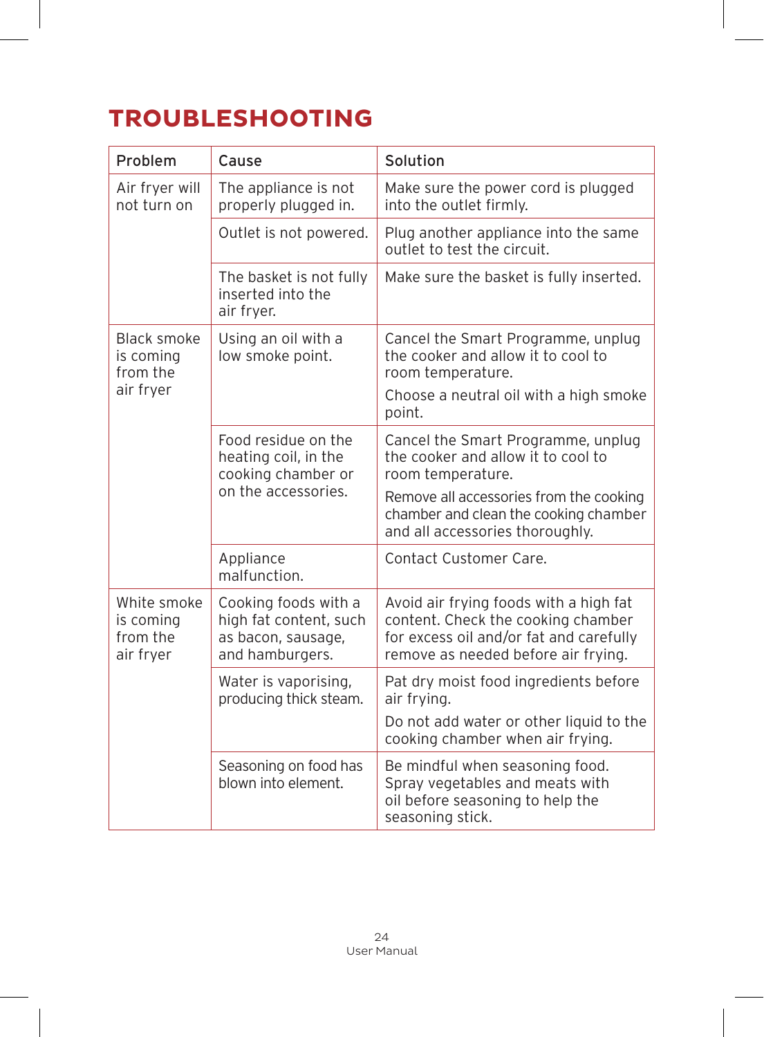# TROUBLESHOOTING

| Problem | Cause | Solution |
|---|---|---|
| Air fryer will not turn on | The appliance is not properly plugged in. | Make sure the power cord is plugged into the outlet firmly. |
| | Outlet is not powered. | Plug another appliance into the same outlet to test the circuit. |
| | The basket is not fully inserted into the air fryer. | Make sure the basket is fully inserted. |
| Black smoke is coming from the air fryer | Using an oil with a low smoke point. | Cancel the Smart Programme, unplug the cooker and allow it to cool to room temperature.<br>Choose a neutral oil with a high smoke point. |
| | Food residue on the heating coil, in the cooking chamber or on the accessories. | Cancel the Smart Programme, unplug the cooker and allow it to cool to room temperature.<br>Remove all accessories from the cooking chamber and clean the cooking chamber and all accessories thoroughly. |
| | Appliance malfunction. | Contact Customer Care. |
| White smoke is coming from the air fryer | Cooking foods with a high fat content, such as bacon, sausage, and hamburgers. | Avoid air frying foods with a high fat content. Check the cooking chamber for excess oil and/or fat and carefully remove as needed before air frying. |
| | Water is vaporising, producing thick steam. | Pat dry moist food ingredients before air frying.<br>Do not add water or other liquid to the cooking chamber when air frying. |
| | Seasoning on food has blown into element. | Be mindful when seasoning food. Spray vegetables and meats with oil before seasoning to help the seasoning stick. |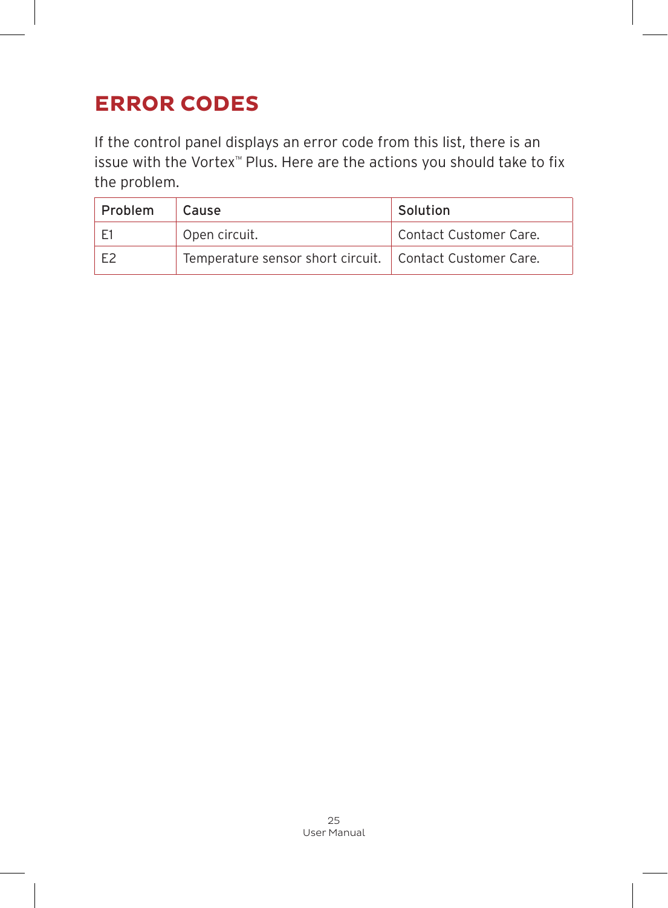# ERROR CODES

If the control panel displays an error code from this list, there is an issue with the Vortex™ Plus. Here are the actions you should take to fix the problem.

| Problem | Cause | Solution |
|---|---|---|
| E1 | Open circuit. | Contact Customer Care. |
| E2 | Temperature sensor short circuit. | Contact Customer Care. |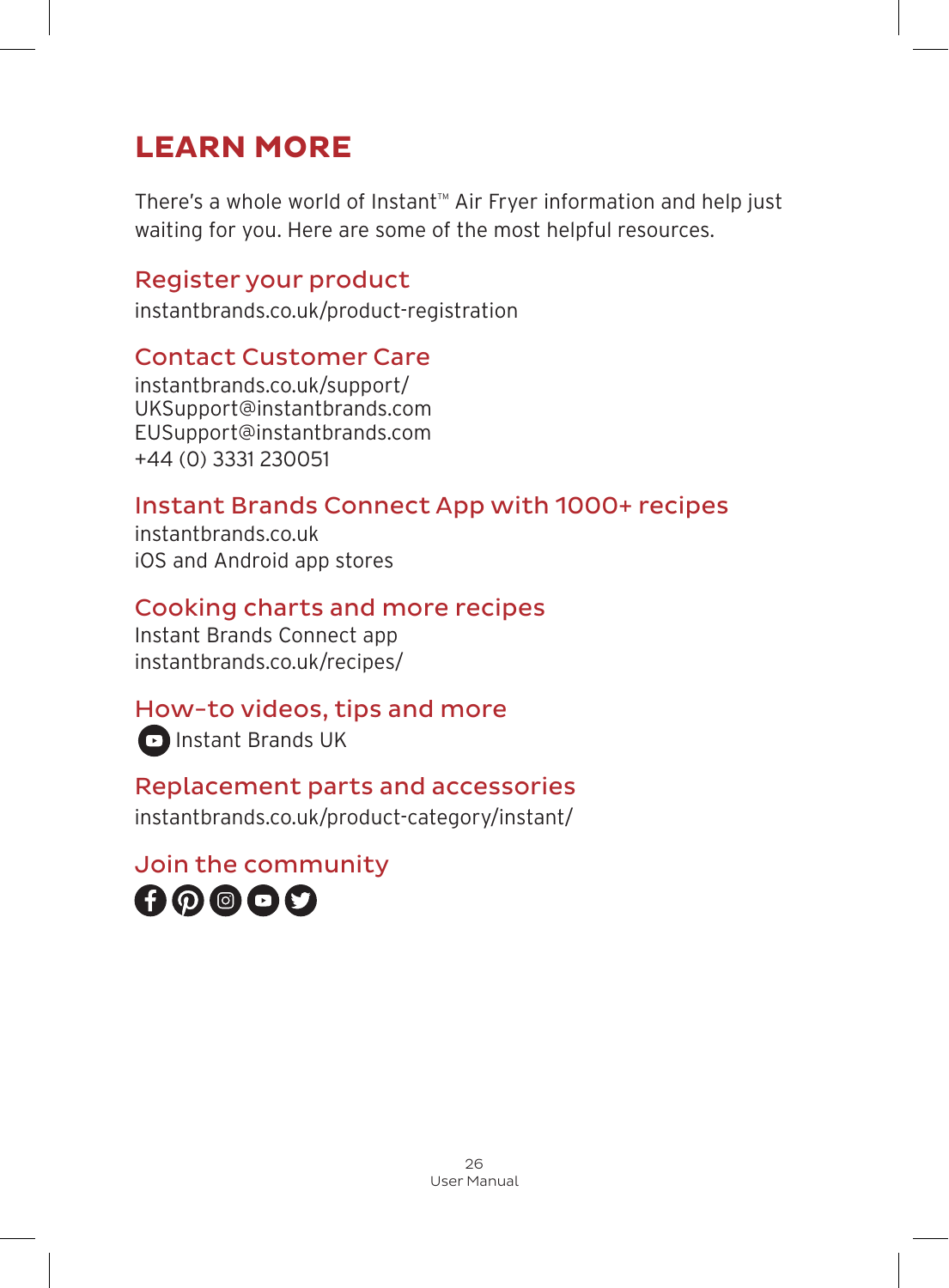# LEARN MORE

There's a whole world of Instant™ Air Fryer information and help just waiting for you. Here are some of the most helpful resources.

## Register your product

instantbrands.co.uk/product-registration

## Contact Customer Care

instantbrands.co.uk/support/
UKSupport@instantbrands.com
EUSupport@instantbrands.com
+44 (0) 3331 230051

## Instant Brands Connect App with 1000+ recipes

instantbrands.co.uk
iOS and Android app stores

## Cooking charts and more recipes

Instant Brands Connect app
instantbrands.co.uk/recipes/

## How-to videos, tips and more

Instant Brands UK

## Replacement parts and accessories

instantbrands.co.uk/product-category/instant/

## Join the community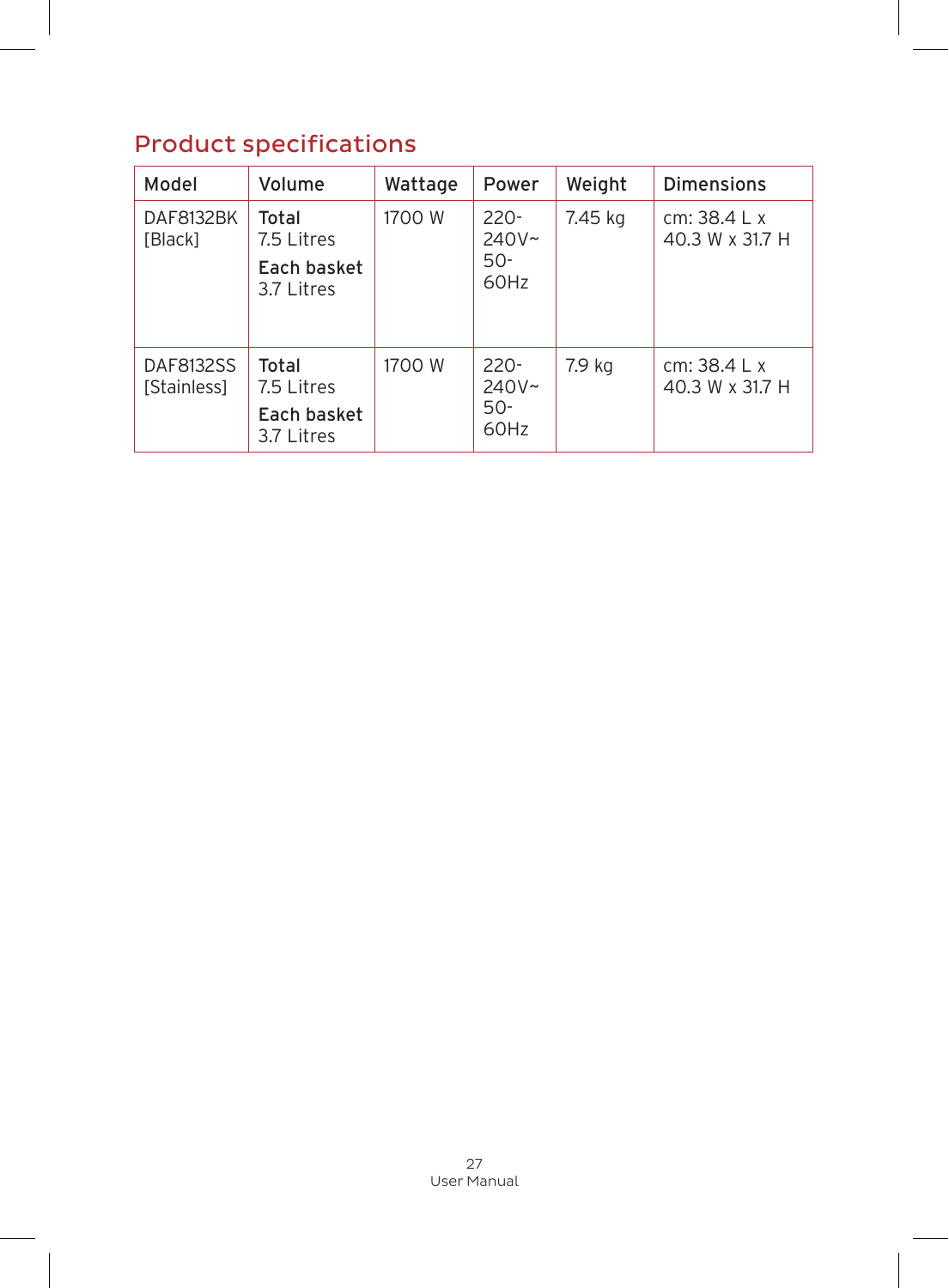## Product specifications

| Model | Volume | Wattage | Power | Weight | Dimensions |
|---|---|---|---|---|---|
| DAF8132BK [Black] | **Total** 7.5 Litres **Each basket** 3.7 Litres | 1700 W | 220-240V~ 50-60Hz | 7.45 kg | cm: 38.4 L x 40.3 W x 31.7 H |
| DAF8132SS [Stainless] | **Total** 7.5 Litres **Each basket** 3.7 Litres | 1700 W | 220-240V~ 50-60Hz | 7.9 kg | cm: 38.4 L x 40.3 W x 31.7 H |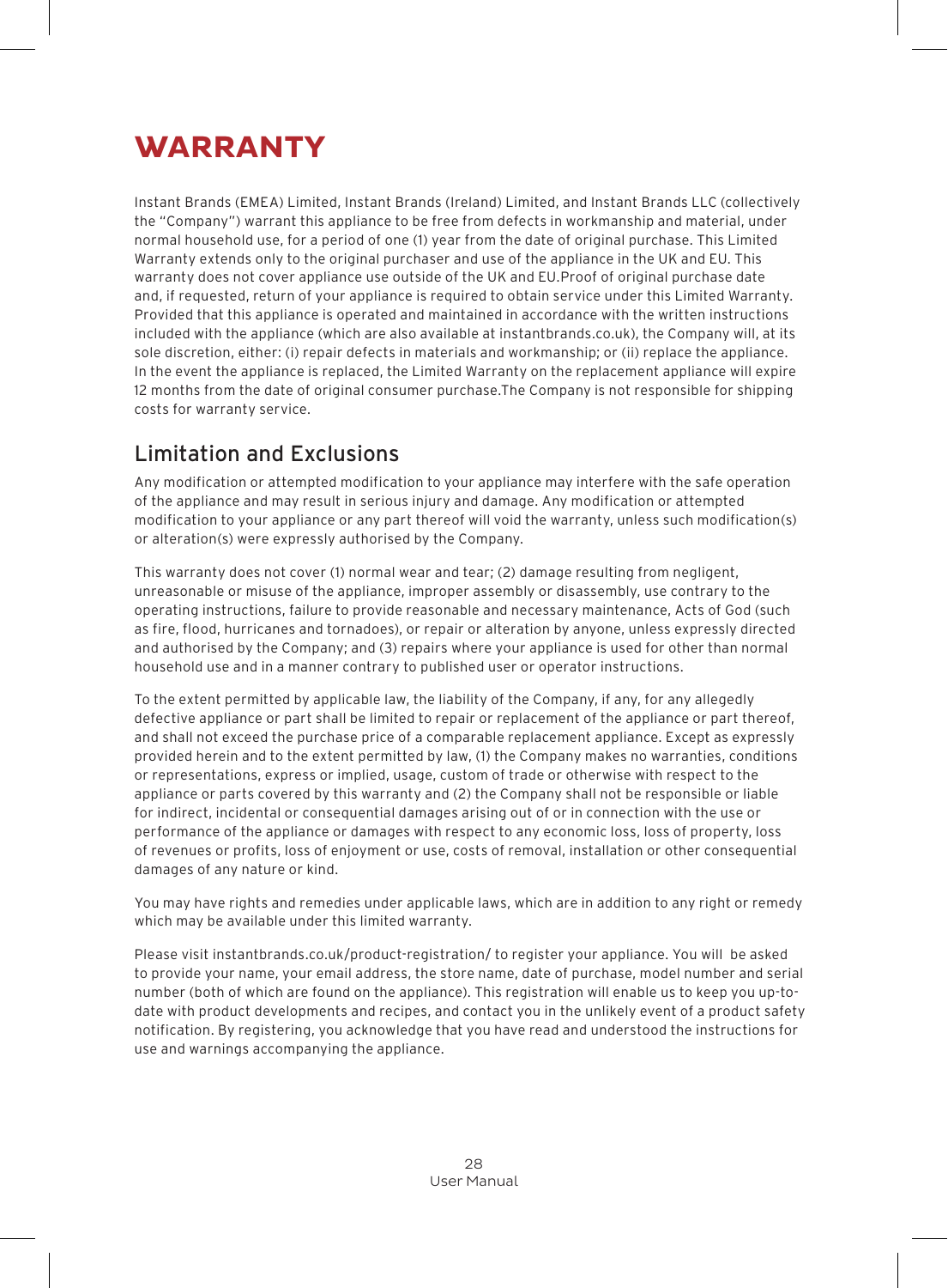# WARRANTY

Instant Brands (EMEA) Limited, Instant Brands (Ireland) Limited, and Instant Brands LLC (collectively the "Company") warrant this appliance to be free from defects in workmanship and material, under normal household use, for a period of one (1) year from the date of original purchase. This Limited Warranty extends only to the original purchaser and use of the appliance in the UK and EU. This warranty does not cover appliance use outside of the UK and EU.Proof of original purchase date and, if requested, return of your appliance is required to obtain service under this Limited Warranty. Provided that this appliance is operated and maintained in accordance with the written instructions included with the appliance (which are also available at instantbrands.co.uk), the Company will, at its sole discretion, either: (i) repair defects in materials and workmanship; or (ii) replace the appliance. In the event the appliance is replaced, the Limited Warranty on the replacement appliance will expire 12 months from the date of original consumer purchase.The Company is not responsible for shipping costs for warranty service.

## Limitation and Exclusions

Any modification or attempted modification to your appliance may interfere with the safe operation of the appliance and may result in serious injury and damage. Any modification or attempted modification to your appliance or any part thereof will void the warranty, unless such modification(s) or alteration(s) were expressly authorised by the Company.

This warranty does not cover (1) normal wear and tear; (2) damage resulting from negligent, unreasonable or misuse of the appliance, improper assembly or disassembly, use contrary to the operating instructions, failure to provide reasonable and necessary maintenance, Acts of God (such as fire, flood, hurricanes and tornadoes), or repair or alteration by anyone, unless expressly directed and authorised by the Company; and (3) repairs where your appliance is used for other than normal household use and in a manner contrary to published user or operator instructions.

To the extent permitted by applicable law, the liability of the Company, if any, for any allegedly defective appliance or part shall be limited to repair or replacement of the appliance or part thereof, and shall not exceed the purchase price of a comparable replacement appliance. Except as expressly provided herein and to the extent permitted by law, (1) the Company makes no warranties, conditions or representations, express or implied, usage, custom of trade or otherwise with respect to the appliance or parts covered by this warranty and (2) the Company shall not be responsible or liable for indirect, incidental or consequential damages arising out of or in connection with the use or performance of the appliance or damages with respect to any economic loss, loss of property, loss of revenues or profits, loss of enjoyment or use, costs of removal, installation or other consequential damages of any nature or kind.

You may have rights and remedies under applicable laws, which are in addition to any right or remedy which may be available under this limited warranty.

Please visit instantbrands.co.uk/product-registration/ to register your appliance. You will be asked to provide your name, your email address, the store name, date of purchase, model number and serial number (both of which are found on the appliance). This registration will enable us to keep you up-to-date with product developments and recipes, and contact you in the unlikely event of a product safety notification. By registering, you acknowledge that you have read and understood the instructions for use and warnings accompanying the appliance.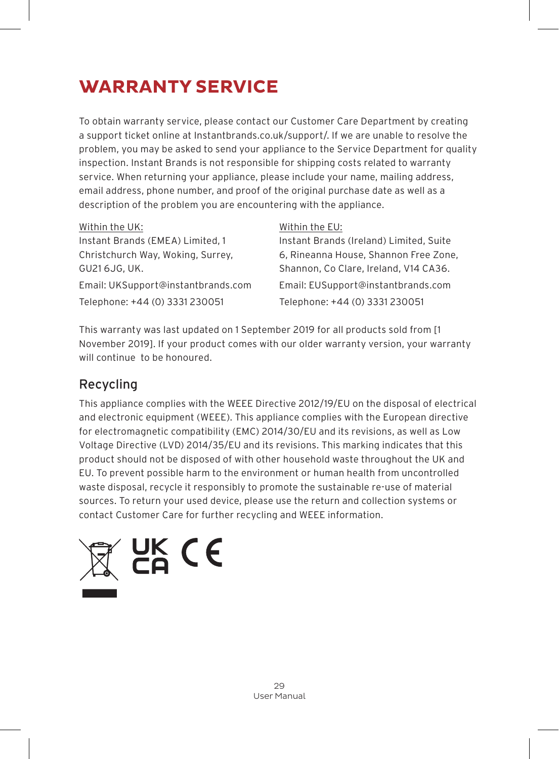# WARRANTY SERVICE

To obtain warranty service, please contact our Customer Care Department by creating a support ticket online at Instantbrands.co.uk/support/. If we are unable to resolve the problem, you may be asked to send your appliance to the Service Department for quality inspection. Instant Brands is not responsible for shipping costs related to warranty service. When returning your appliance, please include your name, mailing address, email address, phone number, and proof of the original purchase date as well as a description of the problem you are encountering with the appliance.

Within the UK:
Instant Brands (EMEA) Limited, 1 Christchurch Way, Woking, Surrey, GU21 6JG, UK.

Email: UKSupport@instantbrands.com

Telephone: +44 (0) 3331 230051

Within the EU:
Instant Brands (Ireland) Limited, Suite 6, Rineanna House, Shannon Free Zone, Shannon, Co Clare, Ireland, V14 CA36.

Email: EUSupport@instantbrands.com

Telephone: +44 (0) 3331 230051

This warranty was last updated on 1 September 2019 for all products sold from [1 November 2019]. If your product comes with our older warranty version, your warranty will continue to be honoured.

## Recycling

This appliance complies with the WEEE Directive 2012/19/EU on the disposal of electrical and electronic equipment (WEEE). This appliance complies with the European directive for electromagnetic compatibility (EMC) 2014/30/EU and its revisions, as well as Low Voltage Directive (LVD) 2014/35/EU and its revisions. This marking indicates that this product should not be disposed of with other household waste throughout the UK and EU. To prevent possible harm to the environment or human health from uncontrolled waste disposal, recycle it responsibly to promote the sustainable re-use of material sources. To return your used device, please use the return and collection systems or contact Customer Care for further recycling and WEEE information.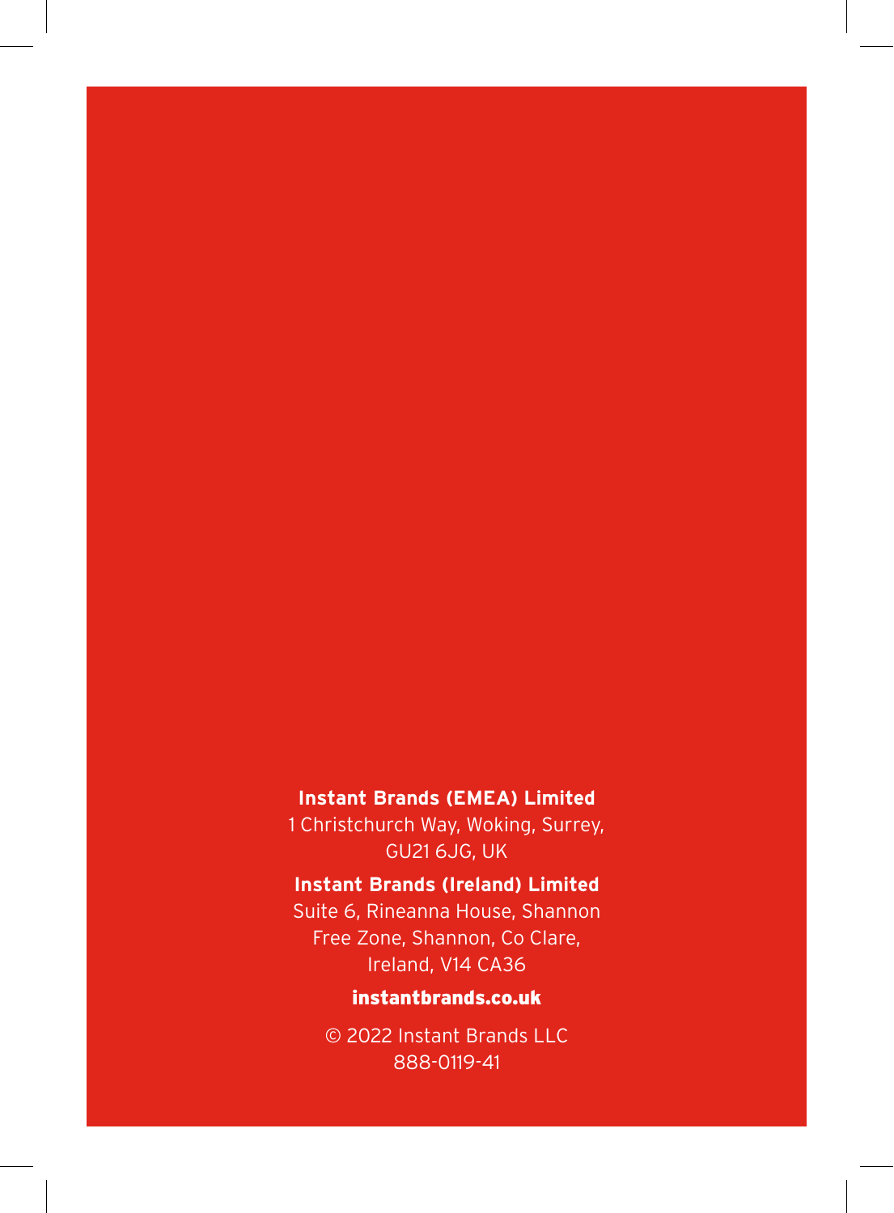**Instant Brands (EMEA) Limited**
1 Christchurch Way, Woking, Surrey,
GU21 6JG, UK

**Instant Brands (Ireland) Limited**
Suite 6, Rineanna House, Shannon
Free Zone, Shannon, Co Clare,
Ireland, V14 CA36

**instantbrands.co.uk**

© 2022 Instant Brands LLC
888-0119-41